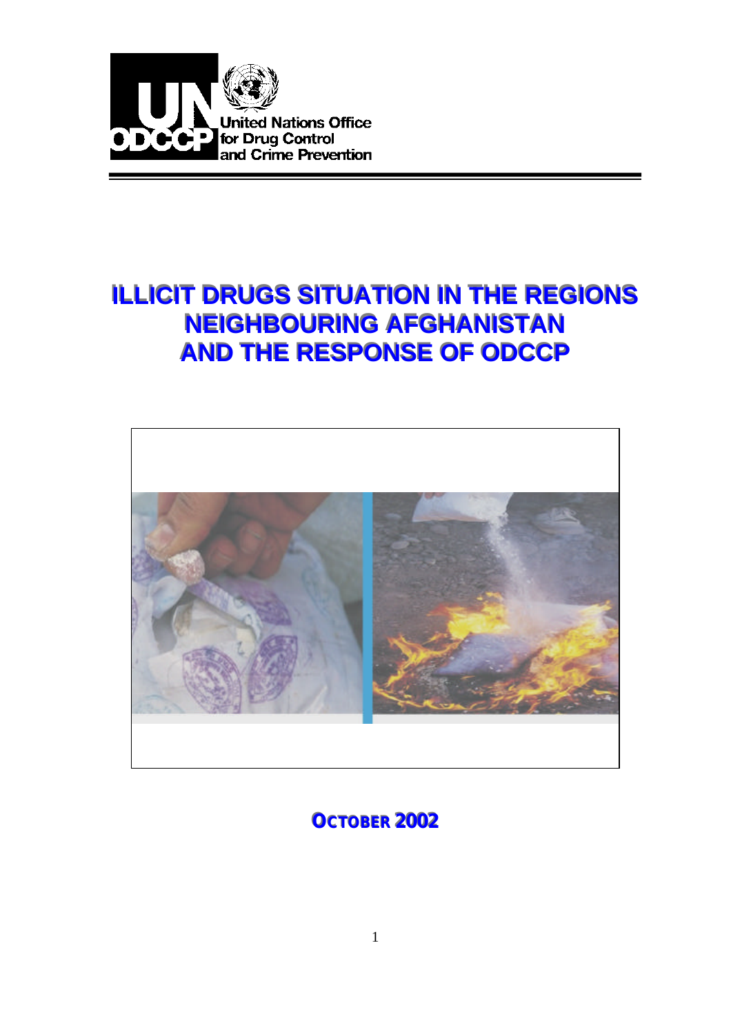United Nations Office for Drug Control and Crime Prevention

# ILLICIT DRUGS SITUATION IN THE REGIONS NEIGHBOURING AFGHANISTAN AND THE RESPONSE OF ODCCP

**OCTOBER 2002**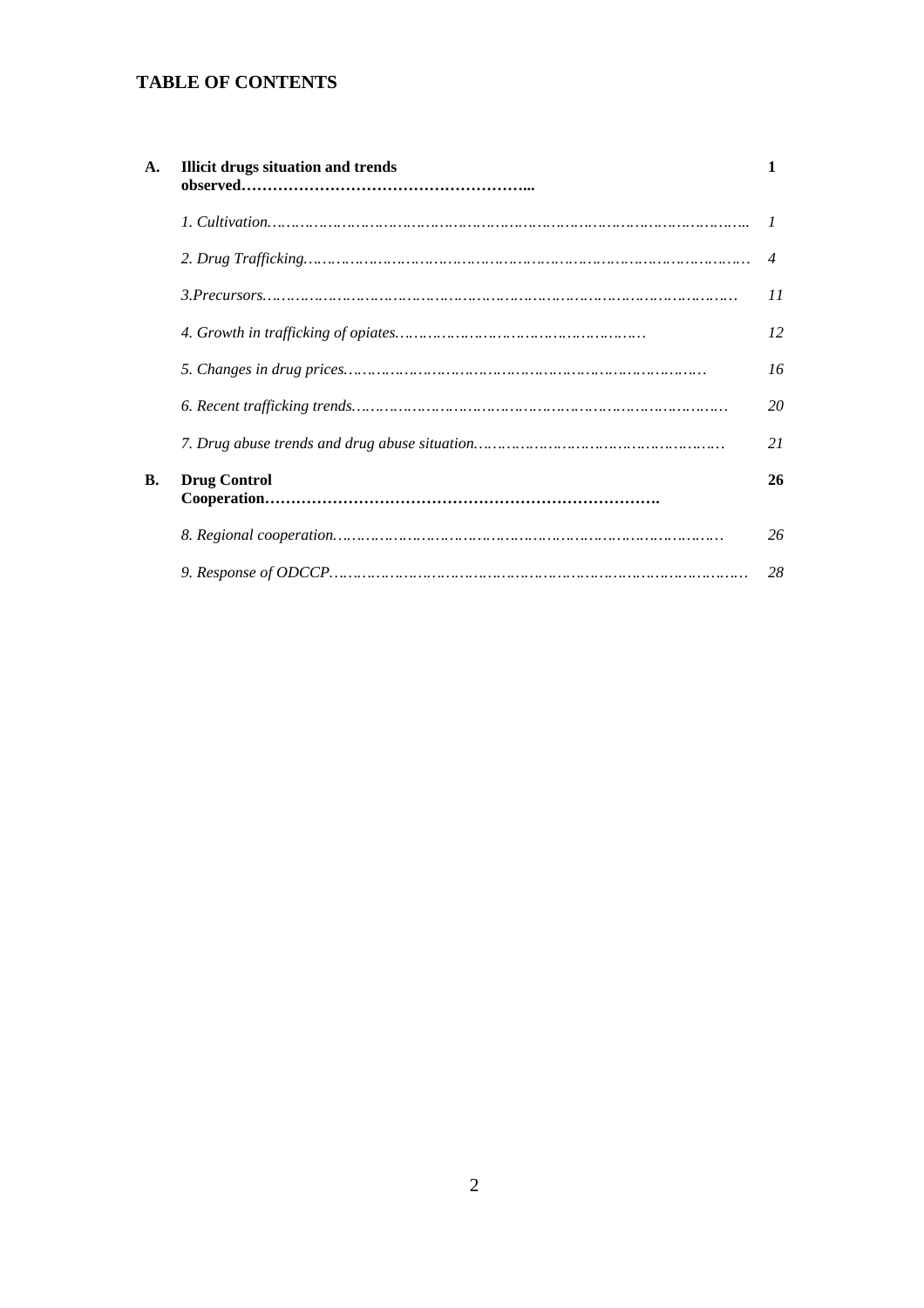## TABLE OF CONTENTS

| | | |
|---|---|---|
| **A.** | **Illicit drugs situation and trends observed……………………………………………...** | **1** |
| | *1. Cultivation………………………………………………………………………………….* | *1* |
| | *2. Drug Trafficking……………………………………………………………………………* | *4* |
| | *3.Precursors…………………………………………………………………………………* | *11* |
| | *4. Growth in trafficking of opiates……………………………………………* | *12* |
| | *5. Changes in drug prices……………………………………………………………………* | *16* |
| | *6. Recent trafficking trends…………………………………………………………………* | *20* |
| | *7. Drug abuse trends and drug abuse situation……………………………………………* | *21* |
| **B.** | **Drug Control Cooperation………………………………………………………………….** | **26** |
| | *8. Regional cooperation……………………………………………………………………* | *26* |
| | *9. Response of ODCCP………………………………………………………………………* | *28* |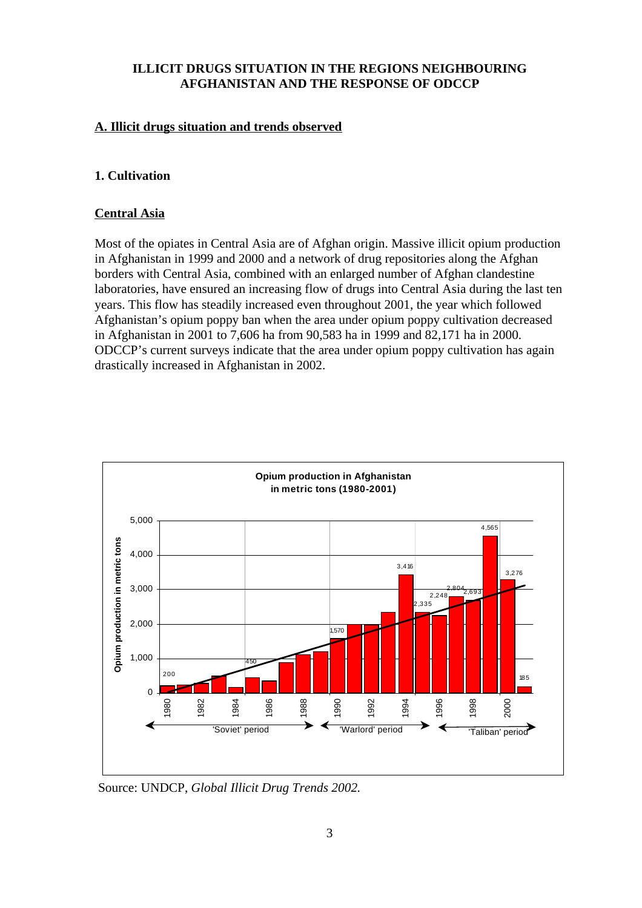# ILLICIT DRUGS SITUATION IN THE REGIONS NEIGHBOURING AFGHANISTAN AND THE RESPONSE OF ODCCP

## A. Illicit drugs situation and trends observed

### 1. Cultivation

#### Central Asia

Most of the opiates in Central Asia are of Afghan origin. Massive illicit opium production in Afghanistan in 1999 and 2000 and a network of drug repositories along the Afghan borders with Central Asia, combined with an enlarged number of Afghan clandestine laboratories, have ensured an increasing flow of drugs into Central Asia during the last ten years. This flow has steadily increased even throughout 2001, the year which followed Afghanistan's opium poppy ban when the area under opium poppy cultivation decreased in Afghanistan in 2001 to 7,606 ha from 90,583 ha in 1999 and 82,171 ha in 2000. ODCCP's current surveys indicate that the area under opium poppy cultivation has again drastically increased in Afghanistan in 2002.

Opium production in Afghanistan in metric tons (1980-2001)

Opium production in metric tons

0
1,000
2,000
3,000
4,000
5,000

200
450
1,570
3,416
2,335
2,248
2,804
2,693
4,565
3,276
185

1980
1982
1984
1986
1988
1990
1992
1994
1996
1998
2000

'Soviet' period
'Warlord' period
'Taliban' period

Source: UNDCP, *Global Illicit Drug Trends 2002.*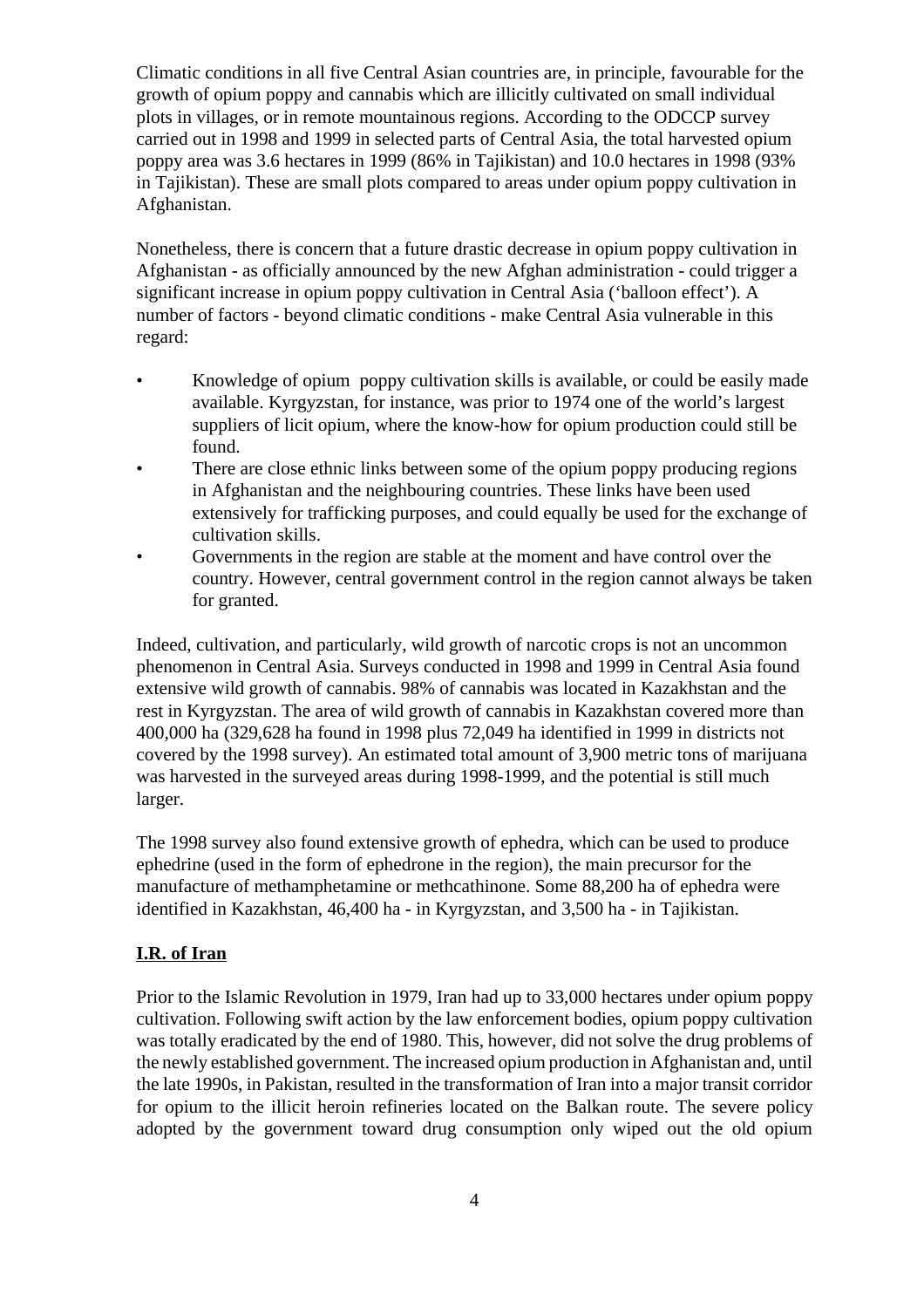Climatic conditions in all five Central Asian countries are, in principle, favourable for the growth of opium poppy and cannabis which are illicitly cultivated on small individual plots in villages, or in remote mountainous regions. According to the ODCCP survey carried out in 1998 and 1999 in selected parts of Central Asia, the total harvested opium poppy area was 3.6 hectares in 1999 (86% in Tajikistan) and 10.0 hectares in 1998 (93% in Tajikistan). These are small plots compared to areas under opium poppy cultivation in Afghanistan.

Nonetheless, there is concern that a future drastic decrease in opium poppy cultivation in Afghanistan - as officially announced by the new Afghan administration - could trigger a significant increase in opium poppy cultivation in Central Asia ('balloon effect'). A number of factors - beyond climatic conditions - make Central Asia vulnerable in this regard:

- Knowledge of opium poppy cultivation skills is available, or could be easily made available. Kyrgyzstan, for instance, was prior to 1974 one of the world's largest suppliers of licit opium, where the know-how for opium production could still be found.
- There are close ethnic links between some of the opium poppy producing regions in Afghanistan and the neighbouring countries. These links have been used extensively for trafficking purposes, and could equally be used for the exchange of cultivation skills.
- Governments in the region are stable at the moment and have control over the country. However, central government control in the region cannot always be taken for granted.

Indeed, cultivation, and particularly, wild growth of narcotic crops is not an uncommon phenomenon in Central Asia. Surveys conducted in 1998 and 1999 in Central Asia found extensive wild growth of cannabis. 98% of cannabis was located in Kazakhstan and the rest in Kyrgyzstan. The area of wild growth of cannabis in Kazakhstan covered more than 400,000 ha (329,628 ha found in 1998 plus 72,049 ha identified in 1999 in districts not covered by the 1998 survey). An estimated total amount of 3,900 metric tons of marijuana was harvested in the surveyed areas during 1998-1999, and the potential is still much larger.

The 1998 survey also found extensive growth of ephedra, which can be used to produce ephedrine (used in the form of ephedrone in the region), the main precursor for the manufacture of methamphetamine or methcathinone. Some 88,200 ha of ephedra were identified in Kazakhstan, 46,400 ha - in Kyrgyzstan, and 3,500 ha - in Tajikistan.

**I.R. of Iran**

Prior to the Islamic Revolution in 1979, Iran had up to 33,000 hectares under opium poppy cultivation. Following swift action by the law enforcement bodies, opium poppy cultivation was totally eradicated by the end of 1980. This, however, did not solve the drug problems of the newly established government. The increased opium production in Afghanistan and, until the late 1990s, in Pakistan, resulted in the transformation of Iran into a major transit corridor for opium to the illicit heroin refineries located on the Balkan route. The severe policy adopted by the government toward drug consumption only wiped out the old opium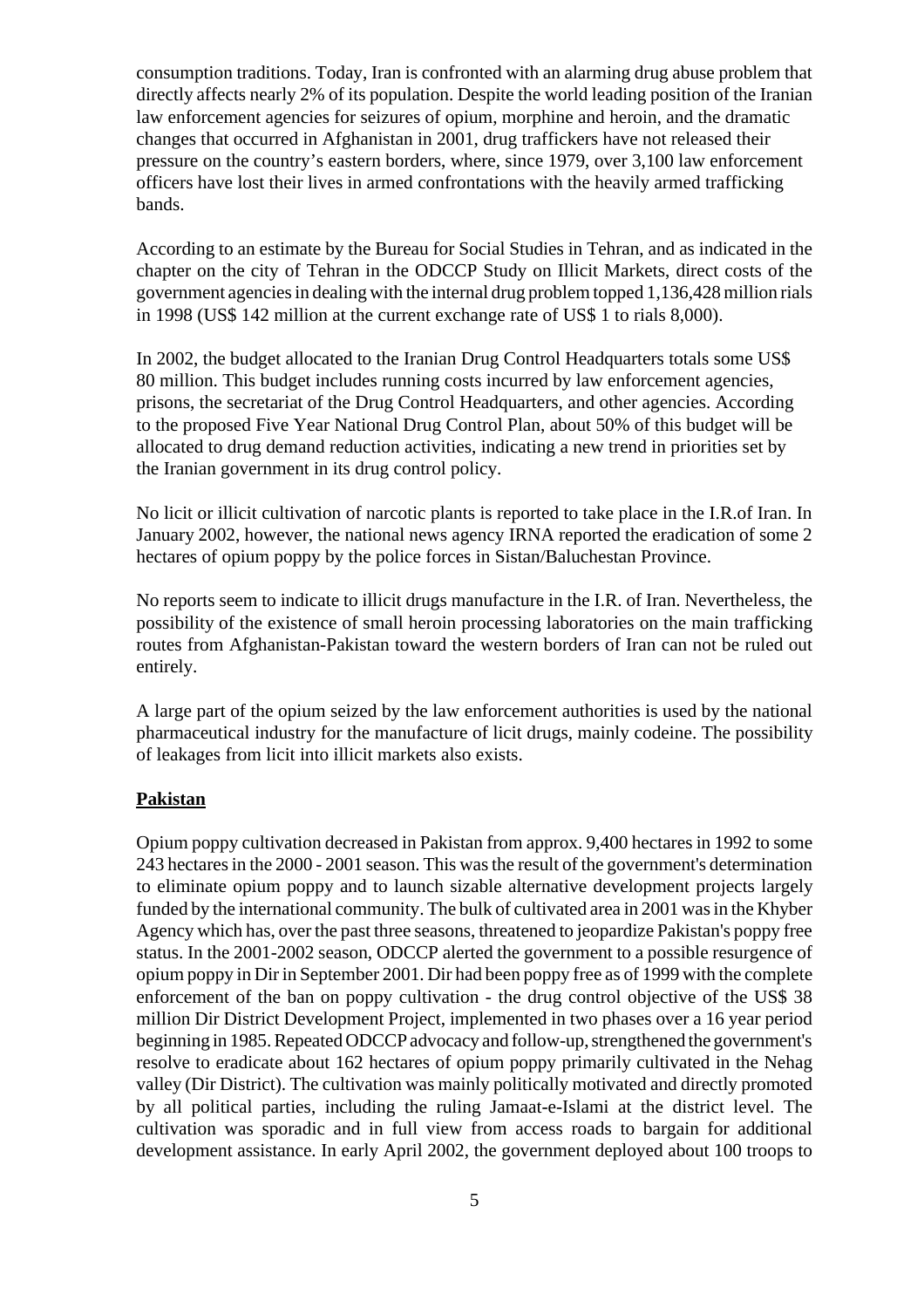consumption traditions. Today, Iran is confronted with an alarming drug abuse problem that directly affects nearly 2% of its population. Despite the world leading position of the Iranian law enforcement agencies for seizures of opium, morphine and heroin, and the dramatic changes that occurred in Afghanistan in 2001, drug traffickers have not released their pressure on the country's eastern borders, where, since 1979, over 3,100 law enforcement officers have lost their lives in armed confrontations with the heavily armed trafficking bands.

According to an estimate by the Bureau for Social Studies in Tehran, and as indicated in the chapter on the city of Tehran in the ODCCP Study on Illicit Markets, direct costs of the government agencies in dealing with the internal drug problem topped 1,136,428 million rials in 1998 (US$ 142 million at the current exchange rate of US$ 1 to rials 8,000).

In 2002, the budget allocated to the Iranian Drug Control Headquarters totals some US$ 80 million. This budget includes running costs incurred by law enforcement agencies, prisons, the secretariat of the Drug Control Headquarters, and other agencies. According to the proposed Five Year National Drug Control Plan, about 50% of this budget will be allocated to drug demand reduction activities, indicating a new trend in priorities set by the Iranian government in its drug control policy.

No licit or illicit cultivation of narcotic plants is reported to take place in the I.R.of Iran. In January 2002, however, the national news agency IRNA reported the eradication of some 2 hectares of opium poppy by the police forces in Sistan/Baluchestan Province.

No reports seem to indicate to illicit drugs manufacture in the I.R. of Iran. Nevertheless, the possibility of the existence of small heroin processing laboratories on the main trafficking routes from Afghanistan-Pakistan toward the western borders of Iran can not be ruled out entirely.

A large part of the opium seized by the law enforcement authorities is used by the national pharmaceutical industry for the manufacture of licit drugs, mainly codeine. The possibility of leakages from licit into illicit markets also exists.

**Pakistan**

Opium poppy cultivation decreased in Pakistan from approx. 9,400 hectares in 1992 to some 243 hectares in the 2000 - 2001 season. This was the result of the government's determination to eliminate opium poppy and to launch sizable alternative development projects largely funded by the international community. The bulk of cultivated area in 2001 was in the Khyber Agency which has, over the past three seasons, threatened to jeopardize Pakistan's poppy free status. In the 2001-2002 season, ODCCP alerted the government to a possible resurgence of opium poppy in Dir in September 2001. Dir had been poppy free as of 1999 with the complete enforcement of the ban on poppy cultivation - the drug control objective of the US$ 38 million Dir District Development Project, implemented in two phases over a 16 year period beginning in 1985. Repeated ODCCP advocacy and follow-up, strengthened the government's resolve to eradicate about 162 hectares of opium poppy primarily cultivated in the Nehag valley (Dir District). The cultivation was mainly politically motivated and directly promoted by all political parties, including the ruling Jamaat-e-Islami at the district level. The cultivation was sporadic and in full view from access roads to bargain for additional development assistance. In early April 2002, the government deployed about 100 troops to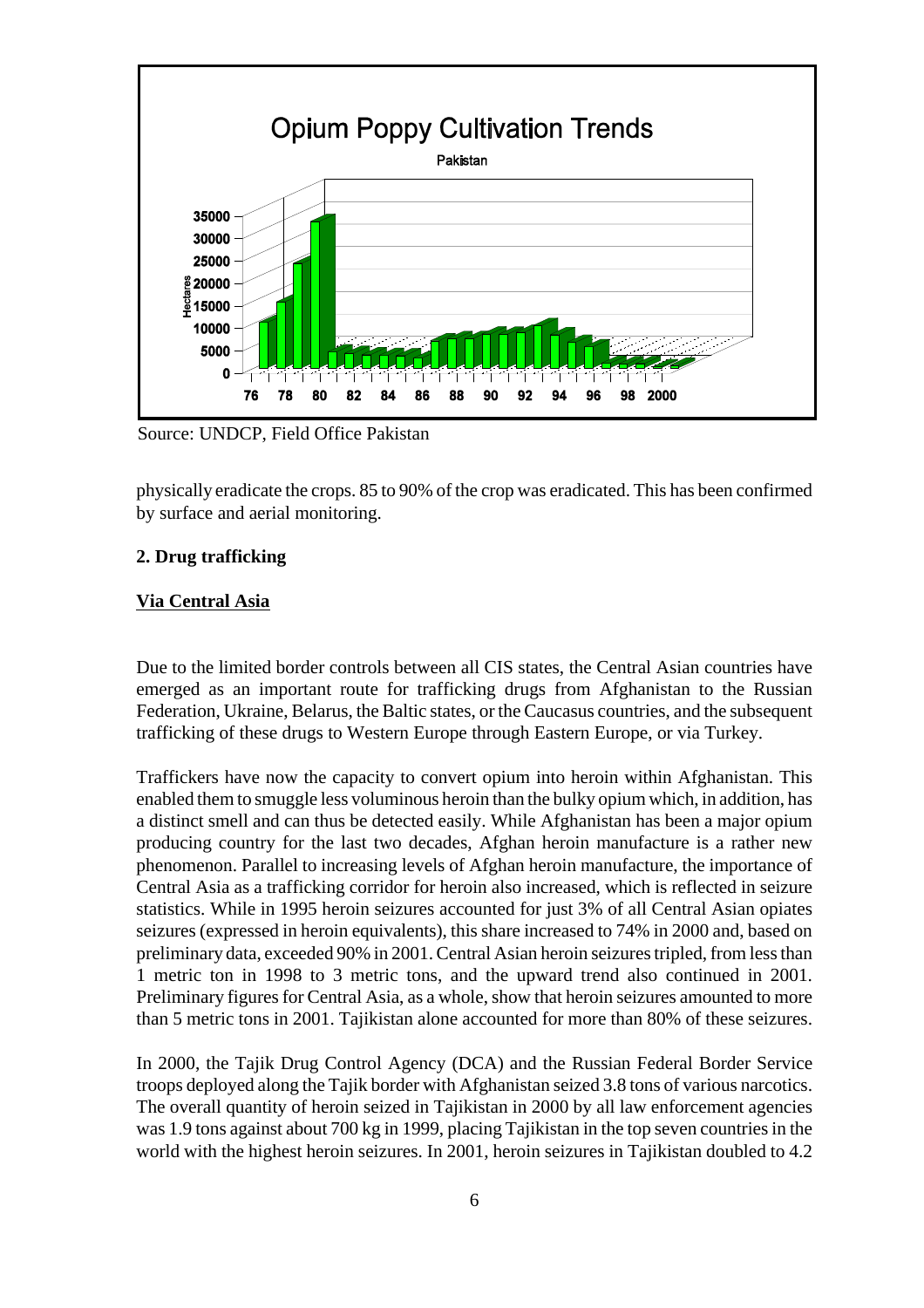Opium Poppy Cultivation Trends

Pakistan

Hectares

35000
30000
25000
20000
15000
10000
5000
0

76 78 80 82 84 86 88 90 92 94 96 98 2000

Source: UNDCP, Field Office Pakistan

physically eradicate the crops. 85 to 90% of the crop was eradicated. This has been confirmed by surface and aerial monitoring.

**2. Drug trafficking**

**Via Central Asia**

Due to the limited border controls between all CIS states, the Central Asian countries have emerged as an important route for trafficking drugs from Afghanistan to the Russian Federation, Ukraine, Belarus, the Baltic states, or the Caucasus countries, and the subsequent trafficking of these drugs to Western Europe through Eastern Europe, or via Turkey.

Traffickers have now the capacity to convert opium into heroin within Afghanistan. This enabled them to smuggle less voluminous heroin than the bulky opium which, in addition, has a distinct smell and can thus be detected easily. While Afghanistan has been a major opium producing country for the last two decades, Afghan heroin manufacture is a rather new phenomenon. Parallel to increasing levels of Afghan heroin manufacture, the importance of Central Asia as a trafficking corridor for heroin also increased, which is reflected in seizure statistics. While in 1995 heroin seizures accounted for just 3% of all Central Asian opiates seizures (expressed in heroin equivalents), this share increased to 74% in 2000 and, based on preliminary data, exceeded 90% in 2001. Central Asian heroin seizures tripled, from less than 1 metric ton in 1998 to 3 metric tons, and the upward trend also continued in 2001. Preliminary figures for Central Asia, as a whole, show that heroin seizures amounted to more than 5 metric tons in 2001. Tajikistan alone accounted for more than 80% of these seizures.

In 2000, the Tajik Drug Control Agency (DCA) and the Russian Federal Border Service troops deployed along the Tajik border with Afghanistan seized 3.8 tons of various narcotics. The overall quantity of heroin seized in Tajikistan in 2000 by all law enforcement agencies was 1.9 tons against about 700 kg in 1999, placing Tajikistan in the top seven countries in the world with the highest heroin seizures. In 2001, heroin seizures in Tajikistan doubled to 4.2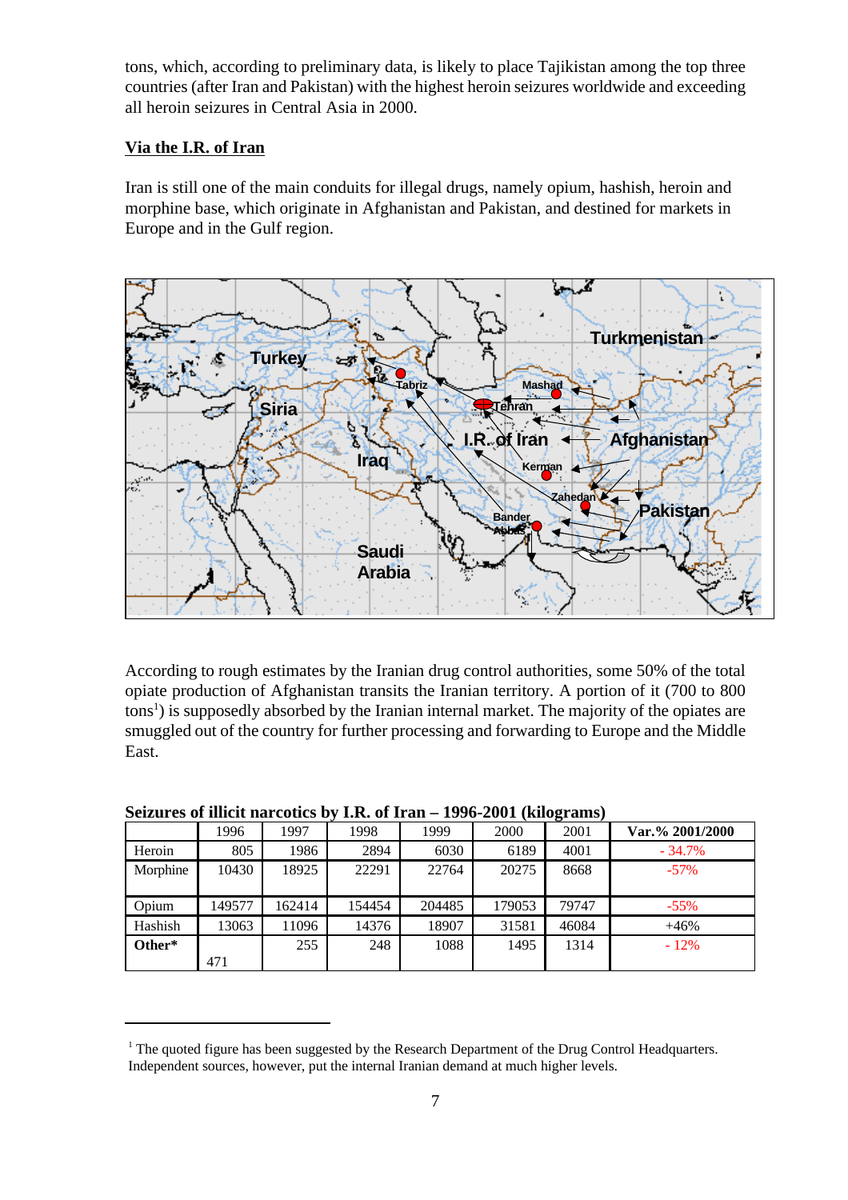tons, which, according to preliminary data, is likely to place Tajikistan among the top three countries (after Iran and Pakistan) with the highest heroin seizures worldwide and exceeding all heroin seizures in Central Asia in 2000.

## Via the I.R. of Iran

Iran is still one of the main conduits for illegal drugs, namely opium, hashish, heroin and morphine base, which originate in Afghanistan and Pakistan, and destined for markets in Europe and in the Gulf region.

Turkmenistan
Turkey
Tabriz
Mashad
Tehran
Siria
I.R. of Iran
Afghanistan
Iraq
Kerman
Zahedan
Pakistan
Bander Abbas
Saudi Arabia

According to rough estimates by the Iranian drug control authorities, some 50% of the total opiate production of Afghanistan transits the Iranian territory. A portion of it (700 to 800 tons[1]) is supposedly absorbed by the Iranian internal market. The majority of the opiates are smuggled out of the country for further processing and forwarding to Europe and the Middle East.

**Seizures of illicit narcotics by I.R. of Iran – 1996-2001 (kilograms)**

| | 1996 | 1997 | 1998 | 1999 | 2000 | 2001 | Var.% 2001/2000 |
|---|---|---|---|---|---|---|---|
| Heroin | 805 | 1986 | 2894 | 6030 | 6189 | 4001 | - 34.7% |
| Morphine | 10430 | 18925 | 22291 | 22764 | 20275 | 8668 | -57% |
| Opium | 149577 | 162414 | 154454 | 204485 | 179053 | 79747 | -55% |
| Hashish | 13063 | 11096 | 14376 | 18907 | 31581 | 46084 | +46% |
| **Other*** | 471 | 255 | 248 | 1088 | 1495 | 1314 | - 12% |

[1] The quoted figure has been suggested by the Research Department of the Drug Control Headquarters. Independent sources, however, put the internal Iranian demand at much higher levels.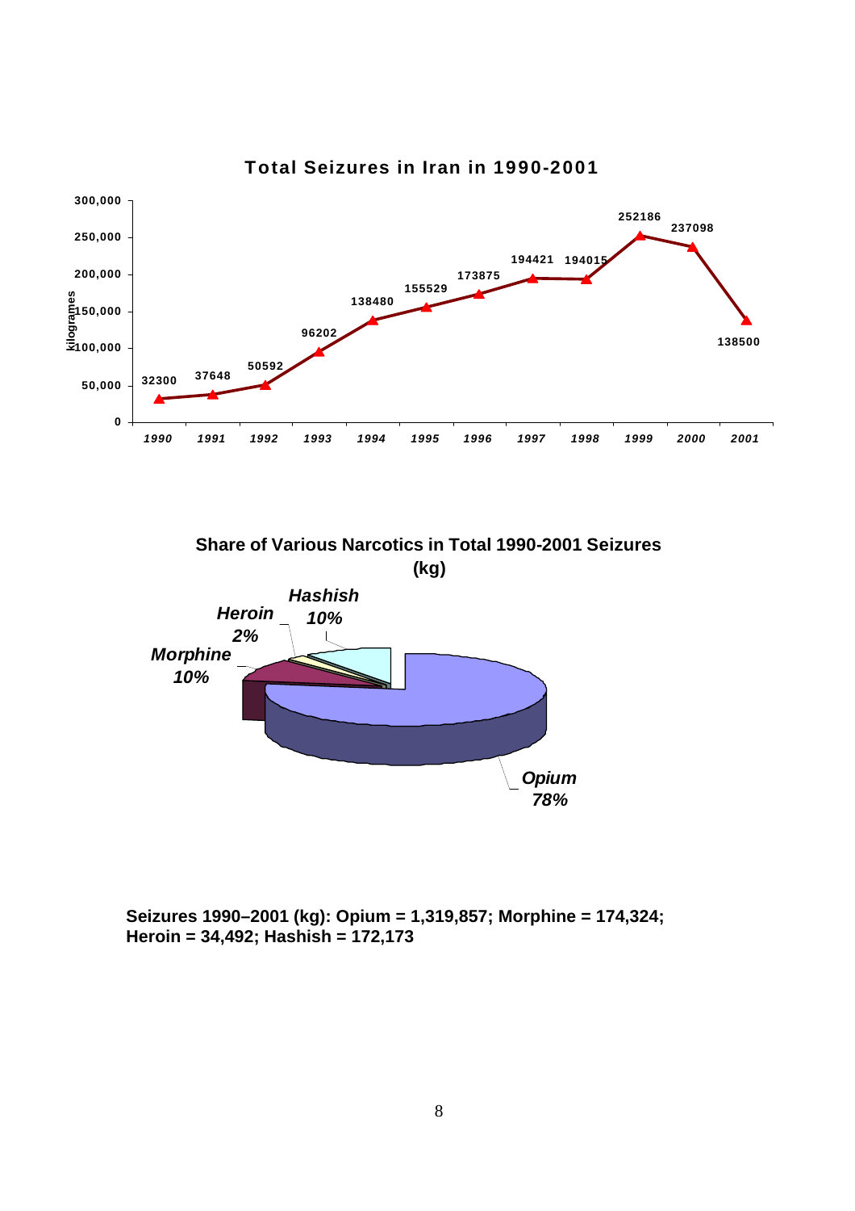**Total Seizures in Iran in 1990-2001**

kilogrammes

300,000
250,000
200,000
150,000
100,000
50,000
0

32300 37648 50592 96202 138480 155529 173875 194421 194015 252186 237098 138500

1990 1991 1992 1993 1994 1995 1996 1997 1998 1999 2000 2001

**Share of Various Narcotics in Total 1990-2001 Seizures (kg)**

*Hashish 10%*

*Heroin 2%*

*Morphine 10%*

*Opium 78%*

**Seizures 1990–2001 (kg): Opium = 1,319,857; Morphine = 174,324; Heroin = 34,492; Hashish = 172,173**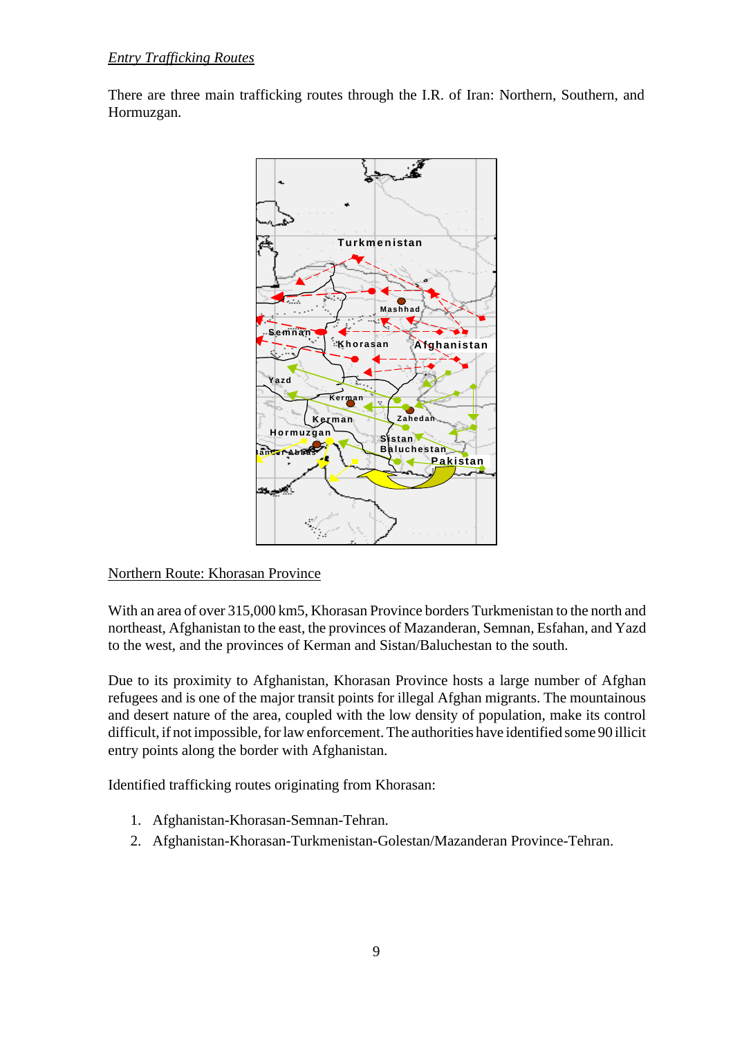*Entry Trafficking Routes*

There are three main trafficking routes through the I.R. of Iran: Northern, Southern, and Hormuzgan.

Turkmenistan
Mashhad
Semnan
Khorasan
Afghanistan
Yazd
Kerman
Kerman
Zahedan
Hormuzgan
Bandar Abbas
Sistan
Baluchestan
Pakistan

Northern Route: Khorasan Province

With an area of over 315,000 km5, Khorasan Province borders Turkmenistan to the north and northeast, Afghanistan to the east, the provinces of Mazanderan, Semnan, Esfahan, and Yazd to the west, and the provinces of Kerman and Sistan/Baluchestan to the south.

Due to its proximity to Afghanistan, Khorasan Province hosts a large number of Afghan refugees and is one of the major transit points for illegal Afghan migrants. The mountainous and desert nature of the area, coupled with the low density of population, make its control difficult, if not impossible, for law enforcement. The authorities have identified some 90 illicit entry points along the border with Afghanistan.

Identified trafficking routes originating from Khorasan:

1. Afghanistan-Khorasan-Semnan-Tehran.
2. Afghanistan-Khorasan-Turkmenistan-Golestan/Mazanderan Province-Tehran.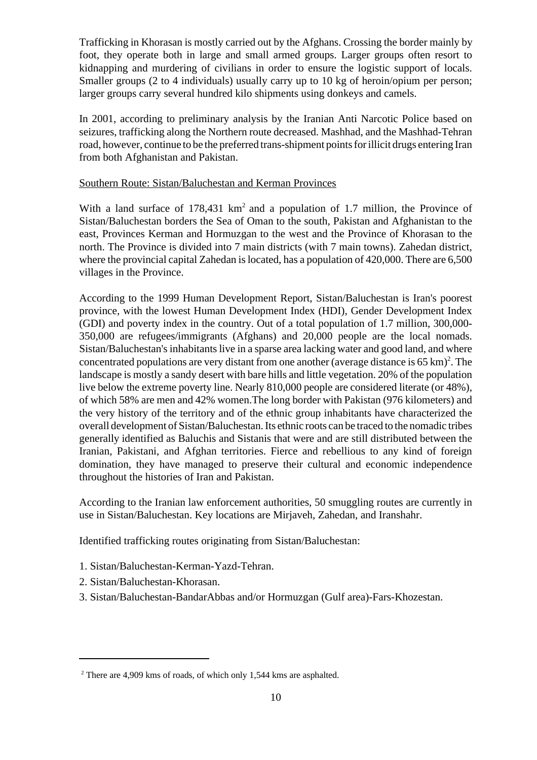Trafficking in Khorasan is mostly carried out by the Afghans. Crossing the border mainly by foot, they operate both in large and small armed groups. Larger groups often resort to kidnapping and murdering of civilians in order to ensure the logistic support of locals. Smaller groups (2 to 4 individuals) usually carry up to 10 kg of heroin/opium per person; larger groups carry several hundred kilo shipments using donkeys and camels.

In 2001, according to preliminary analysis by the Iranian Anti Narcotic Police based on seizures, trafficking along the Northern route decreased. Mashhad, and the Mashhad-Tehran road, however, continue to be the preferred trans-shipment points for illicit drugs entering Iran from both Afghanistan and Pakistan.

<u>Southern Route: Sistan/Baluchestan and Kerman Provinces</u>

With a land surface of 178,431 km$^2$ and a population of 1.7 million, the Province of Sistan/Baluchestan borders the Sea of Oman to the south, Pakistan and Afghanistan to the east, Provinces Kerman and Hormuzgan to the west and the Province of Khorasan to the north. The Province is divided into 7 main districts (with 7 main towns). Zahedan district, where the provincial capital Zahedan is located, has a population of 420,000. There are 6,500 villages in the Province.

According to the 1999 Human Development Report, Sistan/Baluchestan is Iran's poorest province, with the lowest Human Development Index (HDI), Gender Development Index (GDI) and poverty index in the country. Out of a total population of 1.7 million, 300,000-350,000 are refugees/immigrants (Afghans) and 20,000 people are the local nomads. Sistan/Baluchestan's inhabitants live in a sparse area lacking water and good land, and where concentrated populations are very distant from one another (average distance is 65 km)[2]. The landscape is mostly a sandy desert with bare hills and little vegetation. 20% of the population live below the extreme poverty line. Nearly 810,000 people are considered literate (or 48%), of which 58% are men and 42% women.The long border with Pakistan (976 kilometers) and the very history of the territory and of the ethnic group inhabitants have characterized the overall development of Sistan/Baluchestan. Its ethnic roots can be traced to the nomadic tribes generally identified as Baluchis and Sistanis that were and are still distributed between the Iranian, Pakistani, and Afghan territories. Fierce and rebellious to any kind of foreign domination, they have managed to preserve their cultural and economic independence throughout the histories of Iran and Pakistan.

According to the Iranian law enforcement authorities, 50 smuggling routes are currently in use in Sistan/Baluchestan. Key locations are Mirjaveh, Zahedan, and Iranshahr.

Identified trafficking routes originating from Sistan/Baluchestan:

1. Sistan/Baluchestan-Kerman-Yazd-Tehran.
2. Sistan/Baluchestan-Khorasan.
3. Sistan/Baluchestan-BandarAbbas and/or Hormuzgan (Gulf area)-Fars-Khozestan.

---

[2] There are 4,909 kms of roads, of which only 1,544 kms are asphalted.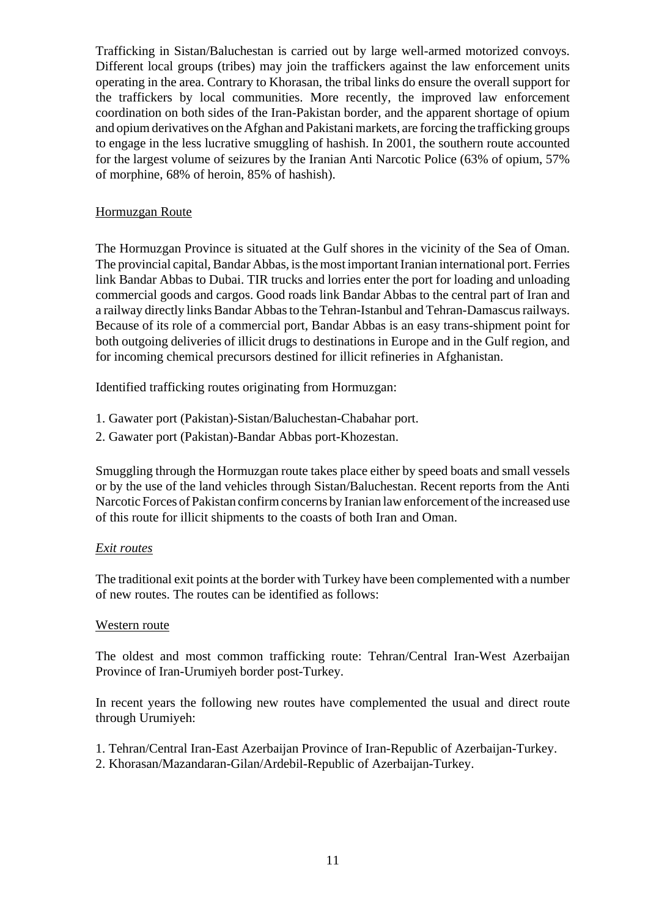Trafficking in Sistan/Baluchestan is carried out by large well-armed motorized convoys. Different local groups (tribes) may join the traffickers against the law enforcement units operating in the area. Contrary to Khorasan, the tribal links do ensure the overall support for the traffickers by local communities. More recently, the improved law enforcement coordination on both sides of the Iran-Pakistan border, and the apparent shortage of opium and opium derivatives on the Afghan and Pakistani markets, are forcing the trafficking groups to engage in the less lucrative smuggling of hashish. In 2001, the southern route accounted for the largest volume of seizures by the Iranian Anti Narcotic Police (63% of opium, 57% of morphine, 68% of heroin, 85% of hashish).

Hormuzgan Route

The Hormuzgan Province is situated at the Gulf shores in the vicinity of the Sea of Oman. The provincial capital, Bandar Abbas, is the most important Iranian international port. Ferries link Bandar Abbas to Dubai. TIR trucks and lorries enter the port for loading and unloading commercial goods and cargos. Good roads link Bandar Abbas to the central part of Iran and a railway directly links Bandar Abbas to the Tehran-Istanbul and Tehran-Damascus railways. Because of its role of a commercial port, Bandar Abbas is an easy trans-shipment point for both outgoing deliveries of illicit drugs to destinations in Europe and in the Gulf region, and for incoming chemical precursors destined for illicit refineries in Afghanistan.

Identified trafficking routes originating from Hormuzgan:

1. Gawater port (Pakistan)-Sistan/Baluchestan-Chabahar port.
2. Gawater port (Pakistan)-Bandar Abbas port-Khozestan.

Smuggling through the Hormuzgan route takes place either by speed boats and small vessels or by the use of the land vehicles through Sistan/Baluchestan. Recent reports from the Anti Narcotic Forces of Pakistan confirm concerns by Iranian law enforcement of the increased use of this route for illicit shipments to the coasts of both Iran and Oman.

*Exit routes*

The traditional exit points at the border with Turkey have been complemented with a number of new routes. The routes can be identified as follows:

Western route

The oldest and most common trafficking route: Tehran/Central Iran-West Azerbaijan Province of Iran-Urumiyeh border post-Turkey.

In recent years the following new routes have complemented the usual and direct route through Urumiyeh:

1. Tehran/Central Iran-East Azerbaijan Province of Iran-Republic of Azerbaijan-Turkey.
2. Khorasan/Mazandaran-Gilan/Ardebil-Republic of Azerbaijan-Turkey.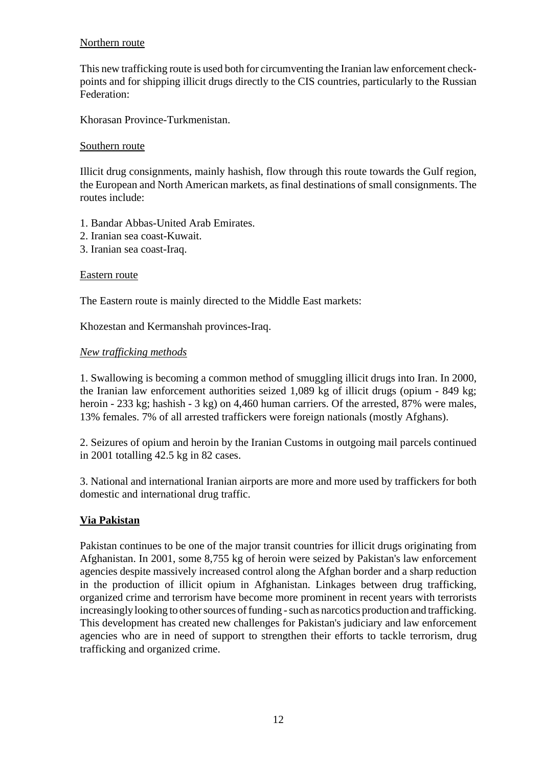<u>Northern route</u>

This new trafficking route is used both for circumventing the Iranian law enforcement check-points and for shipping illicit drugs directly to the CIS countries, particularly to the Russian Federation:

Khorasan Province-Turkmenistan.

<u>Southern route</u>

Illicit drug consignments, mainly hashish, flow through this route towards the Gulf region, the European and North American markets, as final destinations of small consignments. The routes include:

1. Bandar Abbas-United Arab Emirates.
2. Iranian sea coast-Kuwait.
3. Iranian sea coast-Iraq.

<u>Eastern route</u>

The Eastern route is mainly directed to the Middle East markets:

Khozestan and Kermanshah provinces-Iraq.

*<u>New trafficking methods</u>*

1. Swallowing is becoming a common method of smuggling illicit drugs into Iran. In 2000, the Iranian law enforcement authorities seized 1,089 kg of illicit drugs (opium - 849 kg; heroin - 233 kg; hashish - 3 kg) on 4,460 human carriers. Of the arrested, 87% were males, 13% females. 7% of all arrested traffickers were foreign nationals (mostly Afghans).

2. Seizures of opium and heroin by the Iranian Customs in outgoing mail parcels continued in 2001 totalling 42.5 kg in 82 cases.

3. National and international Iranian airports are more and more used by traffickers for both domestic and international drug traffic.

## <u>Via Pakistan</u>

Pakistan continues to be one of the major transit countries for illicit drugs originating from Afghanistan. In 2001, some 8,755 kg of heroin were seized by Pakistan's law enforcement agencies despite massively increased control along the Afghan border and a sharp reduction in the production of illicit opium in Afghanistan. Linkages between drug trafficking, organized crime and terrorism have become more prominent in recent years with terrorists increasingly looking to other sources of funding - such as narcotics production and trafficking. This development has created new challenges for Pakistan's judiciary and law enforcement agencies who are in need of support to strengthen their efforts to tackle terrorism, drug trafficking and organized crime.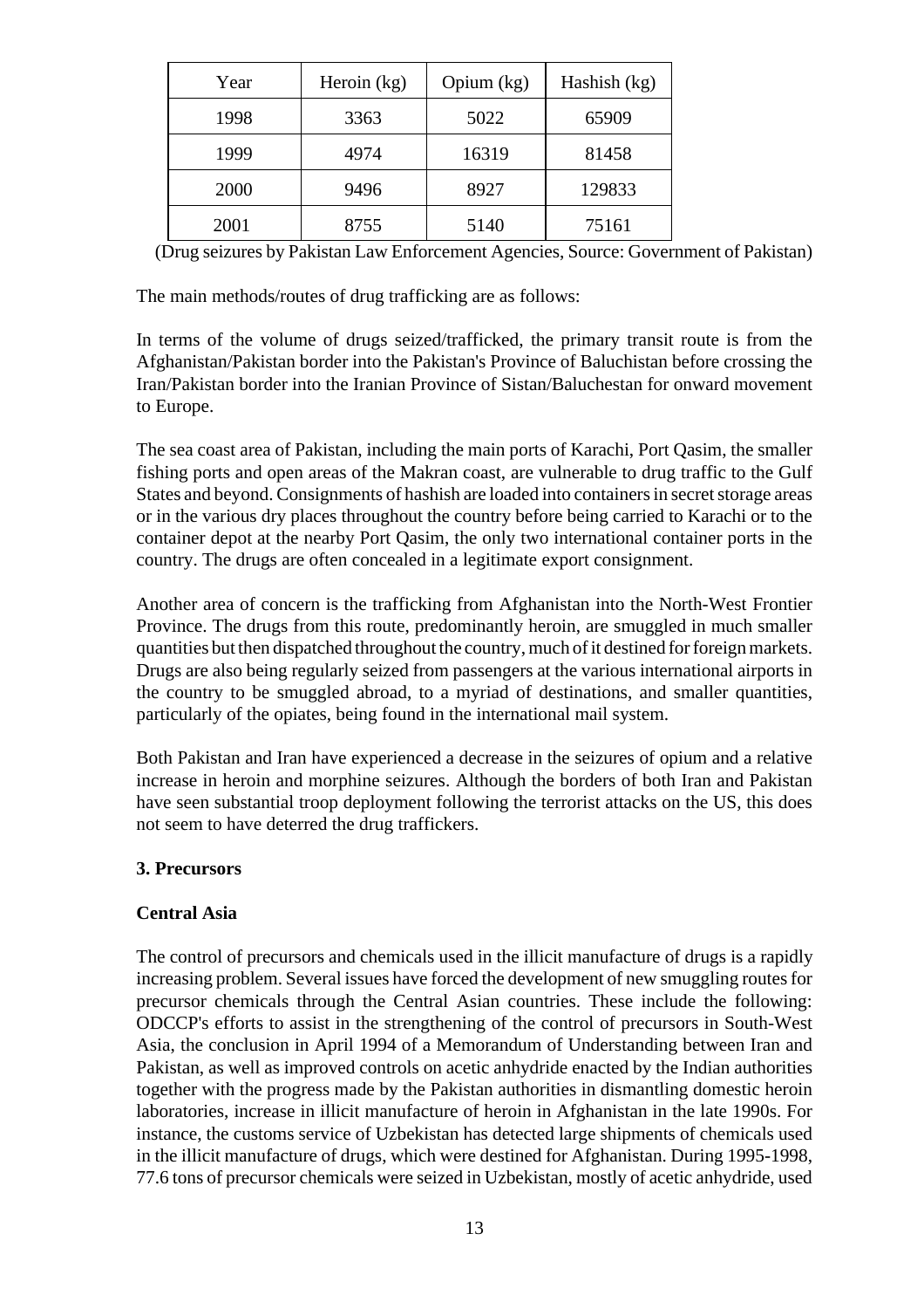| Year | Heroin (kg) | Opium (kg) | Hashish (kg) |
| --- | --- | --- | --- |
| 1998 | 3363 | 5022 | 65909 |
| 1999 | 4974 | 16319 | 81458 |
| 2000 | 9496 | 8927 | 129833 |
| 2001 | 8755 | 5140 | 75161 |

(Drug seizures by Pakistan Law Enforcement Agencies, Source: Government of Pakistan)

The main methods/routes of drug trafficking are as follows:

In terms of the volume of drugs seized/trafficked, the primary transit route is from the Afghanistan/Pakistan border into the Pakistan's Province of Baluchistan before crossing the Iran/Pakistan border into the Iranian Province of Sistan/Baluchestan for onward movement to Europe.

The sea coast area of Pakistan, including the main ports of Karachi, Port Qasim, the smaller fishing ports and open areas of the Makran coast, are vulnerable to drug traffic to the Gulf States and beyond. Consignments of hashish are loaded into containers in secret storage areas or in the various dry places throughout the country before being carried to Karachi or to the container depot at the nearby Port Qasim, the only two international container ports in the country. The drugs are often concealed in a legitimate export consignment.

Another area of concern is the trafficking from Afghanistan into the North-West Frontier Province. The drugs from this route, predominantly heroin, are smuggled in much smaller quantities but then dispatched throughout the country, much of it destined for foreign markets. Drugs are also being regularly seized from passengers at the various international airports in the country to be smuggled abroad, to a myriad of destinations, and smaller quantities, particularly of the opiates, being found in the international mail system.

Both Pakistan and Iran have experienced a decrease in the seizures of opium and a relative increase in heroin and morphine seizures. Although the borders of both Iran and Pakistan have seen substantial troop deployment following the terrorist attacks on the US, this does not seem to have deterred the drug traffickers.

## 3. Precursors

### Central Asia

The control of precursors and chemicals used in the illicit manufacture of drugs is a rapidly increasing problem. Several issues have forced the development of new smuggling routes for precursor chemicals through the Central Asian countries. These include the following: ODCCP's efforts to assist in the strengthening of the control of precursors in South-West Asia, the conclusion in April 1994 of a Memorandum of Understanding between Iran and Pakistan, as well as improved controls on acetic anhydride enacted by the Indian authorities together with the progress made by the Pakistan authorities in dismantling domestic heroin laboratories, increase in illicit manufacture of heroin in Afghanistan in the late 1990s. For instance, the customs service of Uzbekistan has detected large shipments of chemicals used in the illicit manufacture of drugs, which were destined for Afghanistan. During 1995-1998, 77.6 tons of precursor chemicals were seized in Uzbekistan, mostly of acetic anhydride, used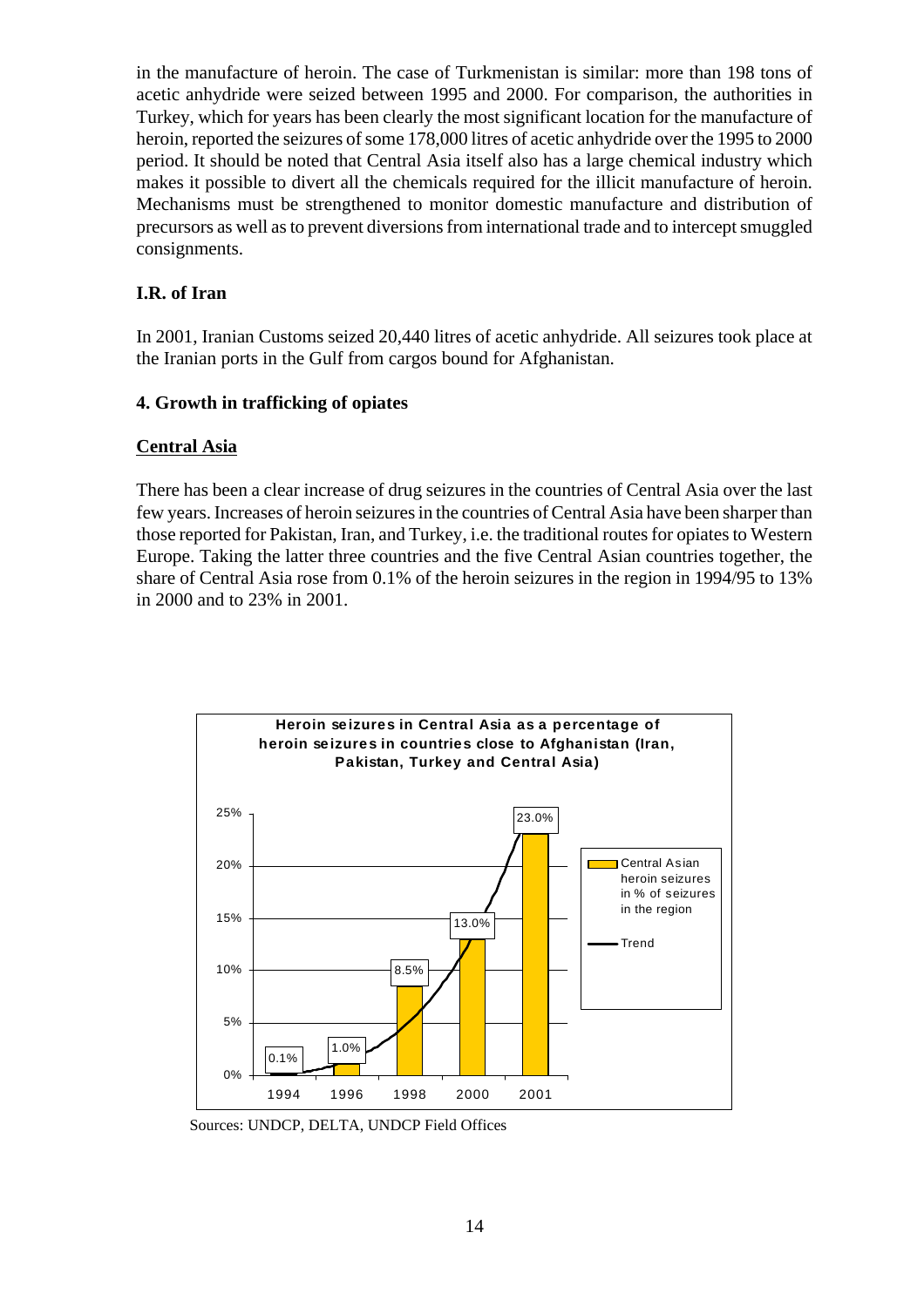in the manufacture of heroin. The case of Turkmenistan is similar: more than 198 tons of acetic anhydride were seized between 1995 and 2000. For comparison, the authorities in Turkey, which for years has been clearly the most significant location for the manufacture of heroin, reported the seizures of some 178,000 litres of acetic anhydride over the 1995 to 2000 period. It should be noted that Central Asia itself also has a large chemical industry which makes it possible to divert all the chemicals required for the illicit manufacture of heroin. Mechanisms must be strengthened to monitor domestic manufacture and distribution of precursors as well as to prevent diversions from international trade and to intercept smuggled consignments.

**I.R. of Iran**

In 2001, Iranian Customs seized 20,440 litres of acetic anhydride. All seizures took place at the Iranian ports in the Gulf from cargos bound for Afghanistan.

**4. Growth in trafficking of opiates**

**Central Asia**

There has been a clear increase of drug seizures in the countries of Central Asia over the last few years. Increases of heroin seizures in the countries of Central Asia have been sharper than those reported for Pakistan, Iran, and Turkey, i.e. the traditional routes for opiates to Western Europe. Taking the latter three countries and the five Central Asian countries together, the share of Central Asia rose from 0.1% of the heroin seizures in the region in 1994/95 to 13% in 2000 and to 23% in 2001.

**Heroin seizures in Central Asia as a percentage of heroin seizures in countries close to Afghanistan (Iran, Pakistan, Turkey and Central Asia)**

25%
20%
15%
10%
5%
0%

0.1%
1.0%
8.5%
13.0%
23.0%

1994
1996
1998
2000
2001

Central Asian heroin seizures in % of seizures in the region

Trend

Sources: UNDCP, DELTA, UNDCP Field Offices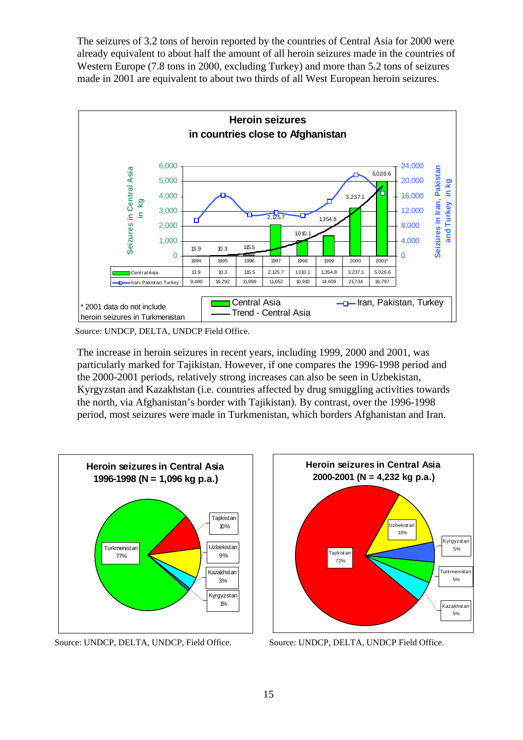The seizures of 3.2 tons of heroin reported by the countries of Central Asia for 2000 were already equivalent to about half the amount of all heroin seizures made in the countries of Western Europe (7.8 tons in 2000, excluding Turkey) and more than 5.2 tons of seizures made in 2001 are equivalent to about two thirds of all West European heroin seizures.

**Heroin seizures in countries close to Afghanistan**

Seizures in Central Asia in kg

6,000
5,000
4,000
3,000
2,000
1,000
0

Seizures in Iran, Pakistan and Turkey in kg

24,000
20,000
16,000
12,000
8,000
4,000
0

13.9
10.3
115.5
2,125.7
1,010.1
1,354.8
3,237.1
5,026.6

| | 1994 | 1995 | 1996 | 1997 | 1998 | 1999 | 2000 | 2001* |
|---|---|---|---|---|---|---|---|---|
| Central Asia | 13.9 | 10.3 | 115.5 | 2,125.7 | 1,010.1 | 1,354.8 | 3,237.1 | 5,026.6 |
| Iran, Pakistan, Turkey | 9,480 | 16,292 | 11,099 | 11,652 | 10,910 | 14,609 | 21,734 | 16,797 |

Central Asia
Trend - Central Asia
Iran, Pakistan, Turkey

\* 2001 data do not include heroin seizures in Turkmenistan

Source: UNDCP, DELTA, UNDCP Field Office.

The increase in heroin seizures in recent years, including 1999, 2000 and 2001, was particularly marked for Tajikistan. However, if one compares the 1996-1998 period and the 2000-2001 periods, relatively strong increases can also be seen in Uzbekistan, Kyrgyzstan and Kazakhstan (i.e. countries affected by drug smuggling activities towards the north, via Afghanistan's border with Tajikistan). By contrast, over the 1996-1998 period, most seizures were made in Turkmenistan, which borders Afghanistan and Iran.

**Heroin seizures in Central Asia 1996-1998 (N = 1,096 kg p.a.)**

Turkmenistan 77%
Tajikistan 10%
Uzbekistan 9%
Kazakhstan 3%
Kyrgyzstan 1%

Source: UNDCP, DELTA, UNDCP, Field Office.

**Heroin seizures in Central Asia 2000-2001 (N = 4,232 kg p.a.)**

Tajikistan 72%
Uzbekistan 13%
Kyrgyzstan 5%
Turkmenistan 5%
Kazakhstan 5%

Source: UNDCP, DELTA, UNDCP Field Office.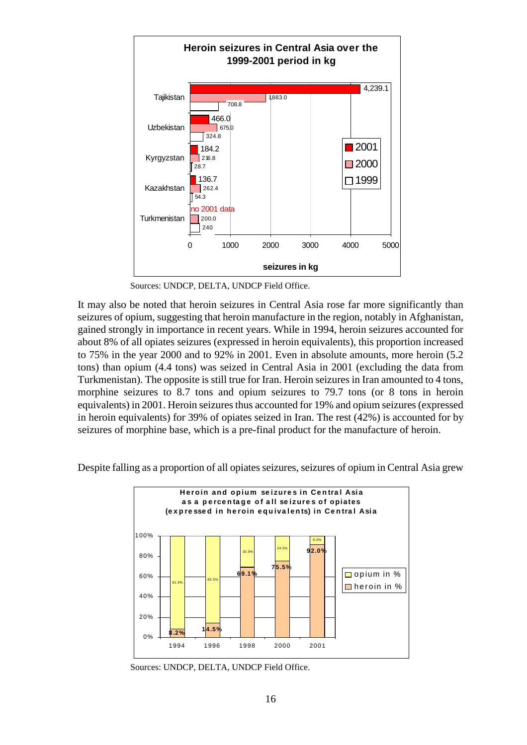**Heroin seizures in Central Asia over the 1999-2001 period in kg**

Tajikistan: 4,239.1 / 1883.0 / 708.8
Uzbekistan: 466.0 / 675.0 / 324.8
Kyrgyzstan: 184.2 / 216.8 / 28.7
Kazakhstan: 136.7 / 262.4 / 54.3
Turkmenistan: no 2001 data / 200.0 / 240

2001
2000
1999

0 1000 2000 3000 4000 5000

seizures in kg

Sources: UNDCP, DELTA, UNDCP Field Office.

It may also be noted that heroin seizures in Central Asia rose far more significantly than seizures of opium, suggesting that heroin manufacture in the region, notably in Afghanistan, gained strongly in importance in recent years. While in 1994, heroin seizures accounted for about 8% of all opiates seizures (expressed in heroin equivalents), this proportion increased to 75% in the year 2000 and to 92% in 2001. Even in absolute amounts, more heroin (5.2 tons) than opium (4.4 tons) was seized in Central Asia in 2001 (excluding the data from Turkmenistan). The opposite is still true for Iran. Heroin seizures in Iran amounted to 4 tons, morphine seizures to 8.7 tons and opium seizures to 79.7 tons (or 8 tons in heroin equivalents) in 2001. Heroin seizures thus accounted for 19% and opium seizures (expressed in heroin equivalents) for 39% of opiates seized in Iran. The rest (42%) is accounted for by seizures of morphine base, which is a pre-final product for the manufacture of heroin.

Despite falling as a proportion of all opiates seizures, seizures of opium in Central Asia grew

**Heroin and opium seizures in Central Asia as a percentage of all seizures of opiates (expressed in heroin equivalents) in Central Asia**

100%
80%
60%
40%
20%
0%

1994: 8.2% / 91.8%
1996: 14.5% / 85.5%
1998: 69.1% / 30.9%
2000: 75.5% / 24.5%
2001: 92.0% / 8.0%

opium in %
heroin in %

Sources: UNDCP, DELTA, UNDCP Field Office.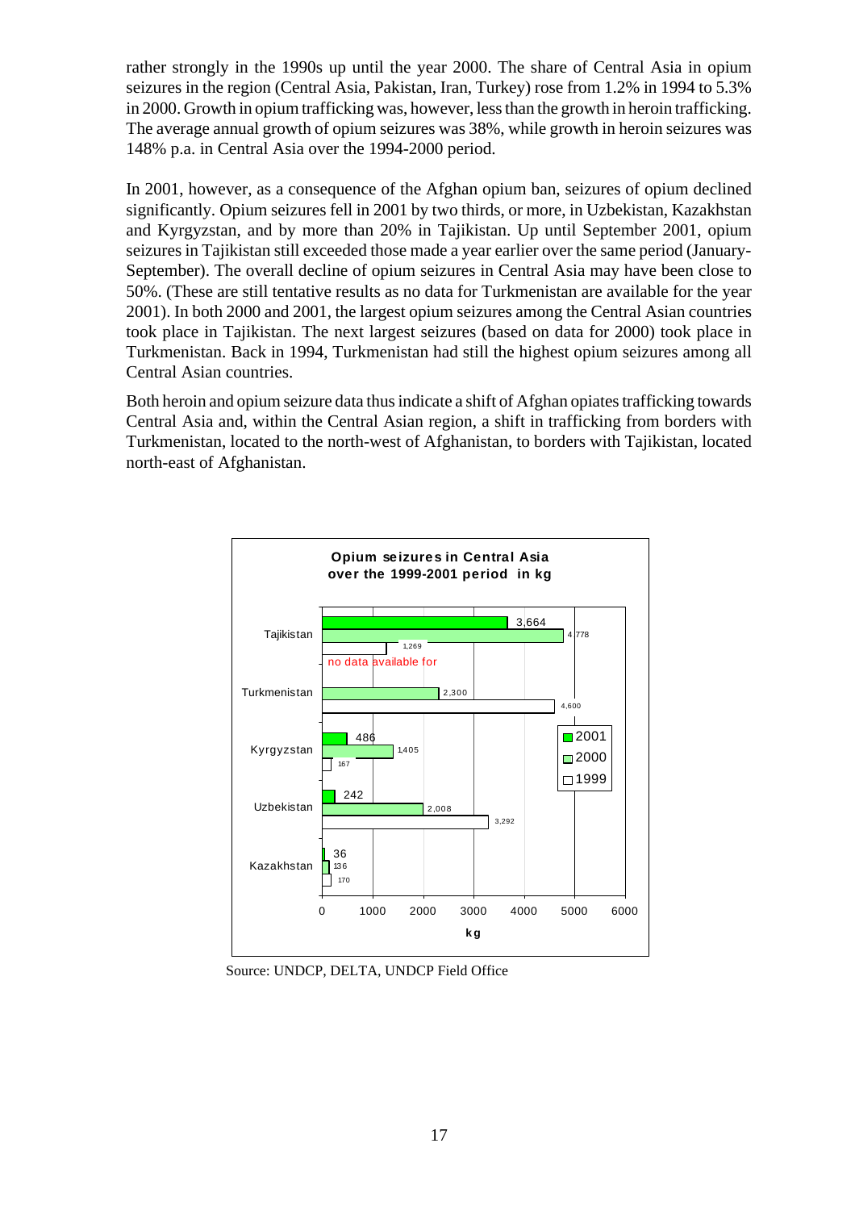rather strongly in the 1990s up until the year 2000. The share of Central Asia in opium seizures in the region (Central Asia, Pakistan, Iran, Turkey) rose from 1.2% in 1994 to 5.3% in 2000. Growth in opium trafficking was, however, less than the growth in heroin trafficking. The average annual growth of opium seizures was 38%, while growth in heroin seizures was 148% p.a. in Central Asia over the 1994-2000 period.

In 2001, however, as a consequence of the Afghan opium ban, seizures of opium declined significantly. Opium seizures fell in 2001 by two thirds, or more, in Uzbekistan, Kazakhstan and Kyrgyzstan, and by more than 20% in Tajikistan. Up until September 2001, opium seizures in Tajikistan still exceeded those made a year earlier over the same period (January-September). The overall decline of opium seizures in Central Asia may have been close to 50%. (These are still tentative results as no data for Turkmenistan are available for the year 2001). In both 2000 and 2001, the largest opium seizures among the Central Asian countries took place in Tajikistan. The next largest seizures (based on data for 2000) took place in Turkmenistan. Back in 1994, Turkmenistan had still the highest opium seizures among all Central Asian countries.

Both heroin and opium seizure data thus indicate a shift of Afghan opiates trafficking towards Central Asia and, within the Central Asian region, a shift in trafficking from borders with Turkmenistan, located to the north-west of Afghanistan, to borders with Tajikistan, located north-east of Afghanistan.

**Opium seizures in Central Asia over the 1999-2001 period in kg**

Tajikistan: 3,664 ; 4,778 ; 1,269

Turkmenistan: no data available for ; 2,300 ; 4,600

Kyrgyzstan: 486 ; 1,405 ; 167

Uzbekistan: 242 ; 2,008 ; 3,292

Kazakhstan: 36 ; 136 ; 170

2001 ; 2000 ; 1999

0 1000 2000 3000 4000 5000 6000

kg

Source: UNDCP, DELTA, UNDCP Field Office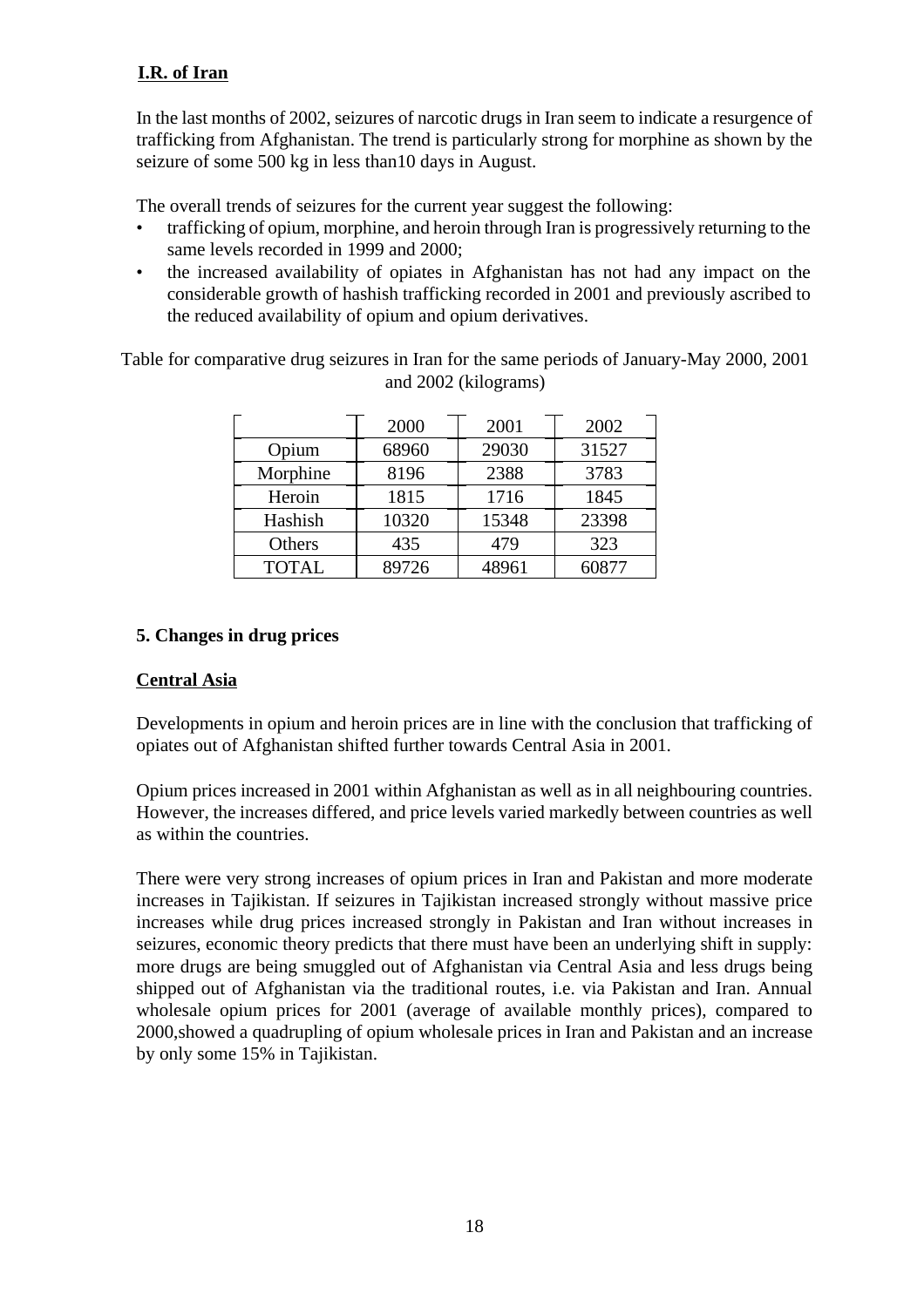**I.R. of Iran**

In the last months of 2002, seizures of narcotic drugs in Iran seem to indicate a resurgence of trafficking from Afghanistan. The trend is particularly strong for morphine as shown by the seizure of some 500 kg in less than10 days in August.

The overall trends of seizures for the current year suggest the following:

- trafficking of opium, morphine, and heroin through Iran is progressively returning to the same levels recorded in 1999 and 2000;
- the increased availability of opiates in Afghanistan has not had any impact on the considerable growth of hashish trafficking recorded in 2001 and previously ascribed to the reduced availability of opium and opium derivatives.

Table for comparative drug seizures in Iran for the same periods of January-May 2000, 2001 and 2002 (kilograms)

| | 2000 | 2001 | 2002 |
|---|---|---|---|
| Opium | 68960 | 29030 | 31527 |
| Morphine | 8196 | 2388 | 3783 |
| Heroin | 1815 | 1716 | 1845 |
| Hashish | 10320 | 15348 | 23398 |
| Others | 435 | 479 | 323 |
| TOTAL | 89726 | 48961 | 60877 |

## 5. Changes in drug prices

**Central Asia**

Developments in opium and heroin prices are in line with the conclusion that trafficking of opiates out of Afghanistan shifted further towards Central Asia in 2001.

Opium prices increased in 2001 within Afghanistan as well as in all neighbouring countries. However, the increases differed, and price levels varied markedly between countries as well as within the countries.

There were very strong increases of opium prices in Iran and Pakistan and more moderate increases in Tajikistan. If seizures in Tajikistan increased strongly without massive price increases while drug prices increased strongly in Pakistan and Iran without increases in seizures, economic theory predicts that there must have been an underlying shift in supply: more drugs are being smuggled out of Afghanistan via Central Asia and less drugs being shipped out of Afghanistan via the traditional routes, i.e. via Pakistan and Iran. Annual wholesale opium prices for 2001 (average of available monthly prices), compared to 2000,showed a quadrupling of opium wholesale prices in Iran and Pakistan and an increase by only some 15% in Tajikistan.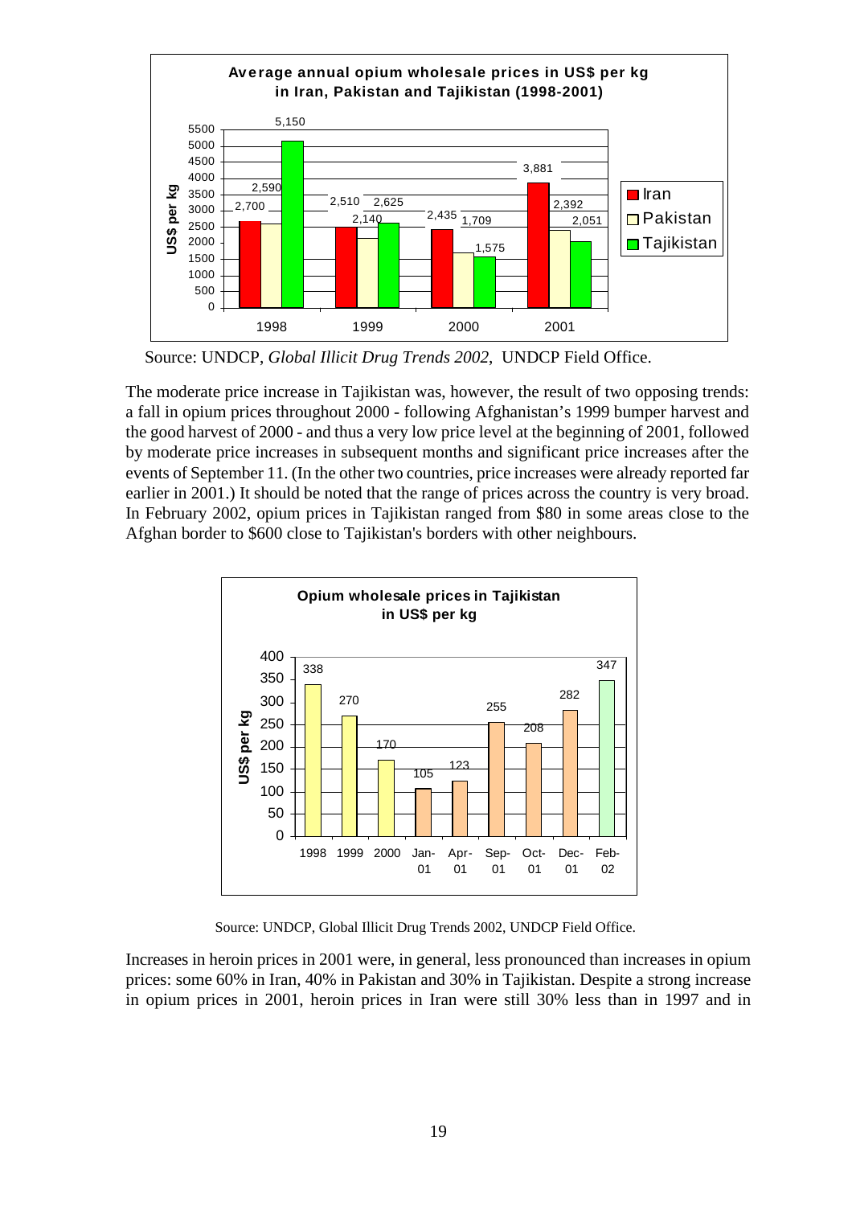**Average annual opium wholesale prices in US$ per kg in Iran, Pakistan and Tajikistan (1998-2001)**

US$ per kg

0
500
1000
1500
2000
2500
3000
3500
4000
4500
5000
5500

1998 1999 2000 2001

2,700 2,590 5,150
2,510 2,140 2,625
2,435 1,709 1,575
3,881 2,392 2,051

Iran
Pakistan
Tajikistan

Source: UNDCP, *Global Illicit Drug Trends 2002*, UNDCP Field Office.

The moderate price increase in Tajikistan was, however, the result of two opposing trends: a fall in opium prices throughout 2000 - following Afghanistan's 1999 bumper harvest and the good harvest of 2000 - and thus a very low price level at the beginning of 2001, followed by moderate price increases in subsequent months and significant price increases after the events of September 11. (In the other two countries, price increases were already reported far earlier in 2001.) It should be noted that the range of prices across the country is very broad. In February 2002, opium prices in Tajikistan ranged from $80 in some areas close to the Afghan border to $600 close to Tajikistan's borders with other neighbours.

**Opium wholesale prices in Tajikistan in US$ per kg**

US$ per kg

0
50
100
150
200
250
300
350
400

1998 1999 2000 Jan-01 Apr-01 Sep-01 Oct-01 Dec-01 Feb-02

338 270 170 105 123 255 208 282 347

Source: UNDCP, Global Illicit Drug Trends 2002, UNDCP Field Office.

Increases in heroin prices in 2001 were, in general, less pronounced than increases in opium prices: some 60% in Iran, 40% in Pakistan and 30% in Tajikistan. Despite a strong increase in opium prices in 2001, heroin prices in Iran were still 30% less than in 1997 and in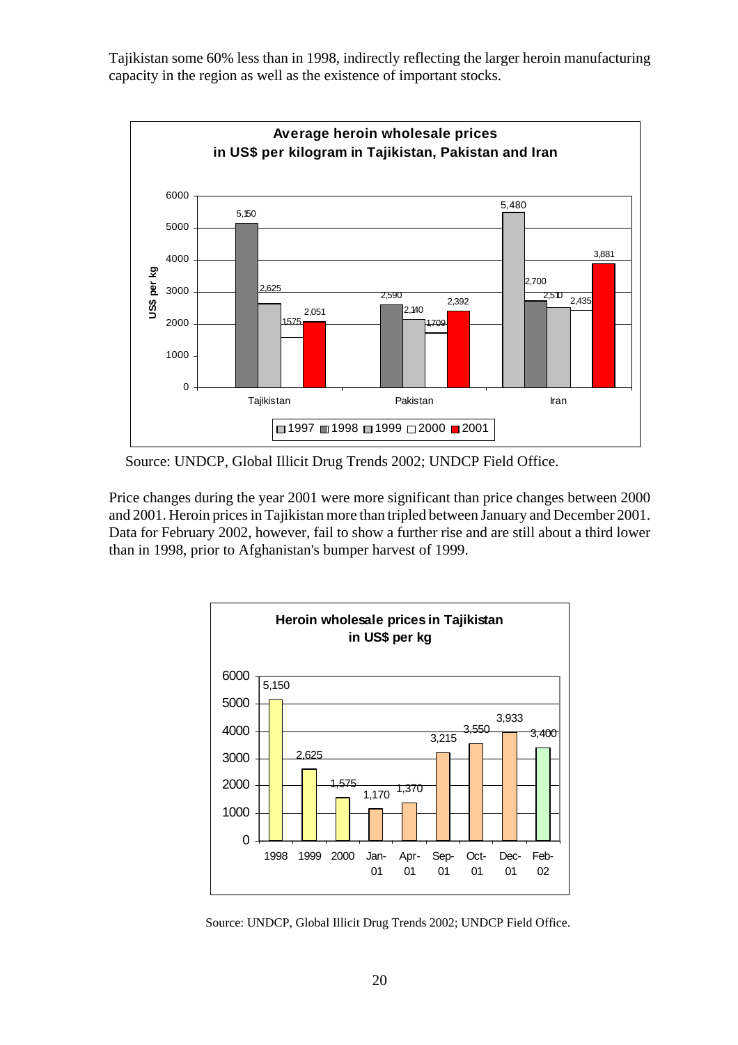Tajikistan some 60% less than in 1998, indirectly reflecting the larger heroin manufacturing capacity in the region as well as the existence of important stocks.

**Average heroin wholesale prices in US$ per kilogram in Tajikistan, Pakistan and Iran**

US$ per kg

6000
5000
4000
3000
2000
1000
0

Tajikistan: 5,150; 2,625; 1575; 2,051

Pakistan: 2,590; 2,140; 1709; 2,392

Iran: 5,480; 2,700; 2,510; 2,435; 3,881

1997 1998 1999 2000 2001

Source: UNDCP, Global Illicit Drug Trends 2002; UNDCP Field Office.

Price changes during the year 2001 were more significant than price changes between 2000 and 2001. Heroin prices in Tajikistan more than tripled between January and December 2001. Data for February 2002, however, fail to show a further rise and are still about a third lower than in 1998, prior to Afghanistan's bumper harvest of 1999.

**Heroin wholesale prices in Tajikistan in US$ per kg**

6000
5000
4000
3000
2000
1000
0

1998: 5,150
1999: 2,625
2000: 1,575
Jan-01: 1,170
Apr-01: 1,370
Sep-01: 3,215
Oct-01: 3,550
Dec-01: 3,933
Feb-02: 3,400

Source: UNDCP, Global Illicit Drug Trends 2002; UNDCP Field Office.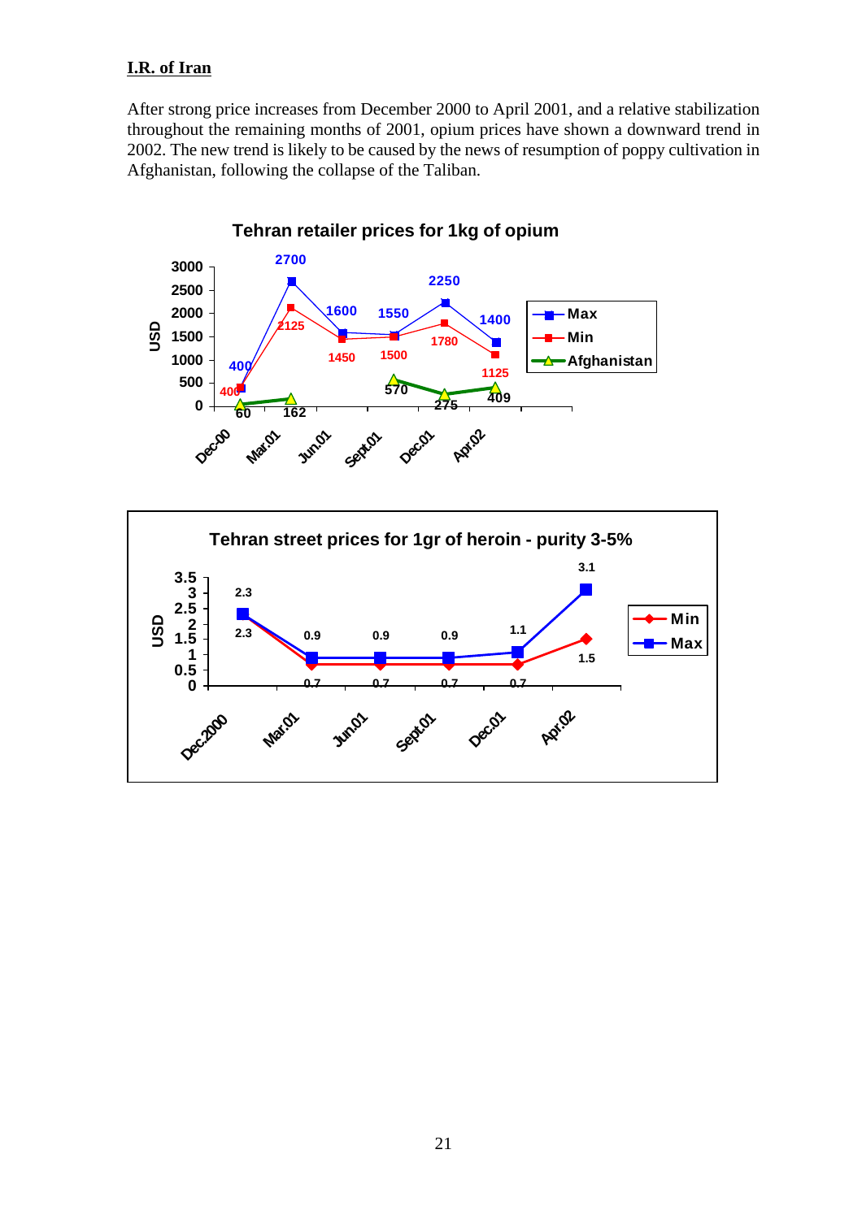**I.R. of Iran**

After strong price increases from December 2000 to April 2001, and a relative stabilization throughout the remaining months of 2001, opium prices have shown a downward trend in 2002. The new trend is likely to be caused by the news of resumption of poppy cultivation in Afghanistan, following the collapse of the Taliban.

**Tehran retailer prices for 1kg of opium**

USD

3000
2500
2000
1500
1000
500
0

Max
Min
Afghanistan

2700
2250
1600
1550
1400
400
2125
1450
1500
1780
1125
400
570
275
409
60
162

Dec.00
Mar.01
Jun.01
Sept.01
Dec.01
Apr.02

**Tehran street prices for 1gr of heroin - purity 3-5%**

USD

3.5
3
2.5
2
1.5
1
0.5
0

Min
Max

2.3
2.3
0.9
0.9
0.9
1.1
3.1
0.7
0.7
0.7
0.7
1.5

Dec.2000
Mar.01
Jun.01
Sept.01
Dec.01
Apr.02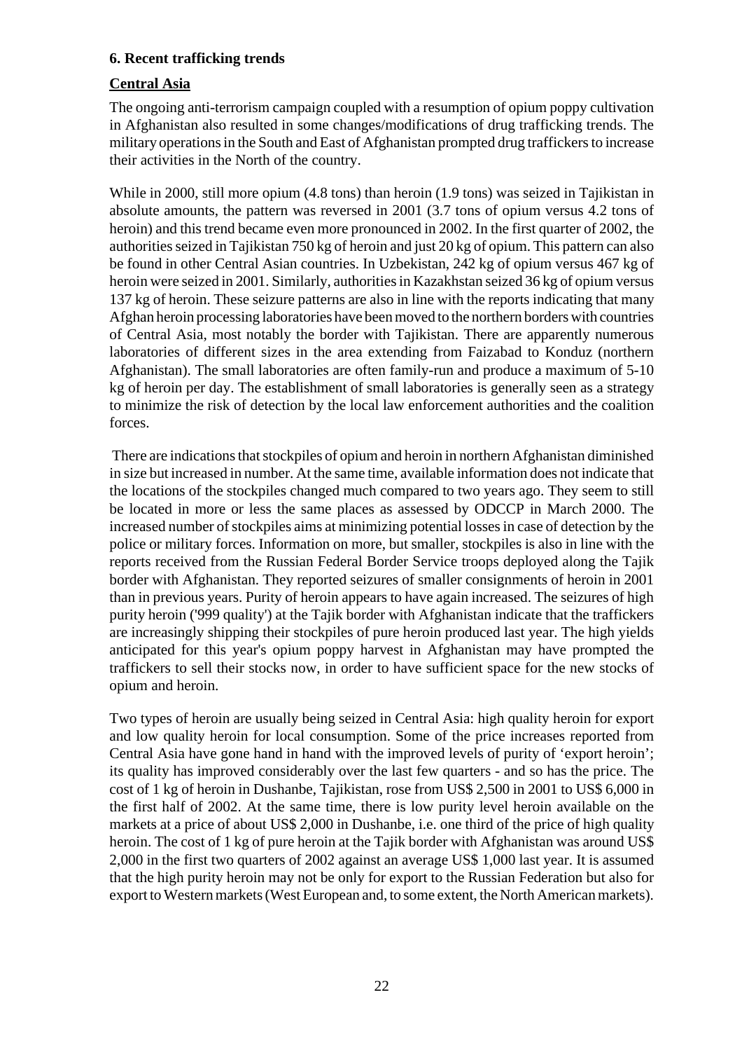**6. Recent trafficking trends**

**Central Asia**

The ongoing anti-terrorism campaign coupled with a resumption of opium poppy cultivation in Afghanistan also resulted in some changes/modifications of drug trafficking trends. The military operations in the South and East of Afghanistan prompted drug traffickers to increase their activities in the North of the country.

While in 2000, still more opium (4.8 tons) than heroin (1.9 tons) was seized in Tajikistan in absolute amounts, the pattern was reversed in 2001 (3.7 tons of opium versus 4.2 tons of heroin) and this trend became even more pronounced in 2002. In the first quarter of 2002, the authorities seized in Tajikistan 750 kg of heroin and just 20 kg of opium. This pattern can also be found in other Central Asian countries. In Uzbekistan, 242 kg of opium versus 467 kg of heroin were seized in 2001. Similarly, authorities in Kazakhstan seized 36 kg of opium versus 137 kg of heroin. These seizure patterns are also in line with the reports indicating that many Afghan heroin processing laboratories have been moved to the northern borders with countries of Central Asia, most notably the border with Tajikistan. There are apparently numerous laboratories of different sizes in the area extending from Faizabad to Konduz (northern Afghanistan). The small laboratories are often family-run and produce a maximum of 5-10 kg of heroin per day. The establishment of small laboratories is generally seen as a strategy to minimize the risk of detection by the local law enforcement authorities and the coalition forces.

There are indications that stockpiles of opium and heroin in northern Afghanistan diminished in size but increased in number. At the same time, available information does not indicate that the locations of the stockpiles changed much compared to two years ago. They seem to still be located in more or less the same places as assessed by ODCCP in March 2000. The increased number of stockpiles aims at minimizing potential losses in case of detection by the police or military forces. Information on more, but smaller, stockpiles is also in line with the reports received from the Russian Federal Border Service troops deployed along the Tajik border with Afghanistan. They reported seizures of smaller consignments of heroin in 2001 than in previous years. Purity of heroin appears to have again increased. The seizures of high purity heroin ('999 quality') at the Tajik border with Afghanistan indicate that the traffickers are increasingly shipping their stockpiles of pure heroin produced last year. The high yields anticipated for this year's opium poppy harvest in Afghanistan may have prompted the traffickers to sell their stocks now, in order to have sufficient space for the new stocks of opium and heroin.

Two types of heroin are usually being seized in Central Asia: high quality heroin for export and low quality heroin for local consumption. Some of the price increases reported from Central Asia have gone hand in hand with the improved levels of purity of 'export heroin'; its quality has improved considerably over the last few quarters - and so has the price. The cost of 1 kg of heroin in Dushanbe, Tajikistan, rose from US$ 2,500 in 2001 to US$ 6,000 in the first half of 2002. At the same time, there is low purity level heroin available on the markets at a price of about US$ 2,000 in Dushanbe, i.e. one third of the price of high quality heroin. The cost of 1 kg of pure heroin at the Tajik border with Afghanistan was around US$ 2,000 in the first two quarters of 2002 against an average US$ 1,000 last year. It is assumed that the high purity heroin may not be only for export to the Russian Federation but also for export to Western markets (West European and, to some extent, the North American markets).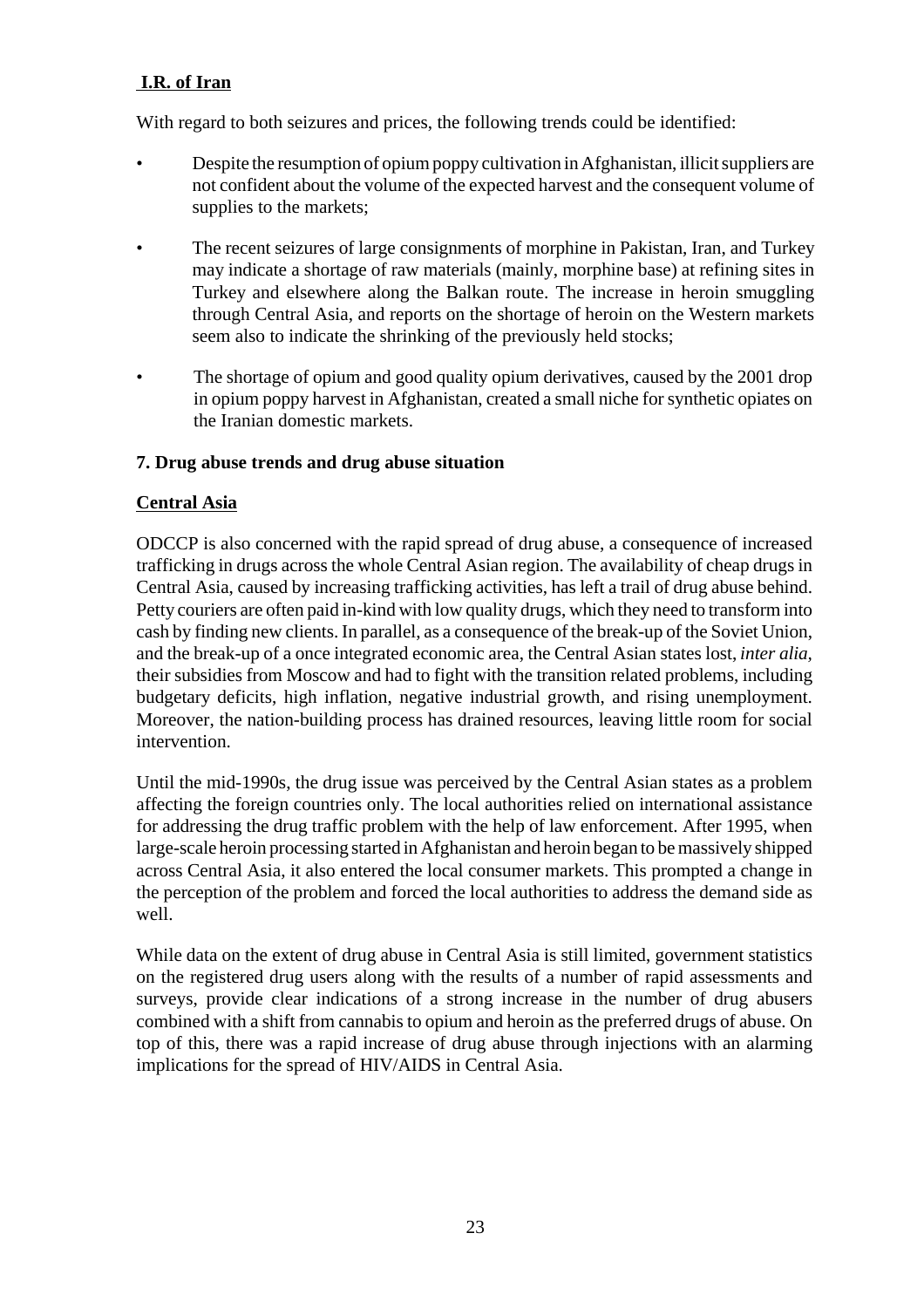**I.R. of Iran**

With regard to both seizures and prices, the following trends could be identified:

- Despite the resumption of opium poppy cultivation in Afghanistan, illicit suppliers are not confident about the volume of the expected harvest and the consequent volume of supplies to the markets;

- The recent seizures of large consignments of morphine in Pakistan, Iran, and Turkey may indicate a shortage of raw materials (mainly, morphine base) at refining sites in Turkey and elsewhere along the Balkan route. The increase in heroin smuggling through Central Asia, and reports on the shortage of heroin on the Western markets seem also to indicate the shrinking of the previously held stocks;

- The shortage of opium and good quality opium derivatives, caused by the 2001 drop in opium poppy harvest in Afghanistan, created a small niche for synthetic opiates on the Iranian domestic markets.

## 7. Drug abuse trends and drug abuse situation

**Central Asia**

ODCCP is also concerned with the rapid spread of drug abuse, a consequence of increased trafficking in drugs across the whole Central Asian region. The availability of cheap drugs in Central Asia, caused by increasing trafficking activities, has left a trail of drug abuse behind. Petty couriers are often paid in-kind with low quality drugs, which they need to transform into cash by finding new clients. In parallel, as a consequence of the break-up of the Soviet Union, and the break-up of a once integrated economic area, the Central Asian states lost, *inter alia,* their subsidies from Moscow and had to fight with the transition related problems, including budgetary deficits, high inflation, negative industrial growth, and rising unemployment. Moreover, the nation-building process has drained resources, leaving little room for social intervention.

Until the mid-1990s, the drug issue was perceived by the Central Asian states as a problem affecting the foreign countries only. The local authorities relied on international assistance for addressing the drug traffic problem with the help of law enforcement. After 1995, when large-scale heroin processing started in Afghanistan and heroin began to be massively shipped across Central Asia, it also entered the local consumer markets. This prompted a change in the perception of the problem and forced the local authorities to address the demand side as well.

While data on the extent of drug abuse in Central Asia is still limited, government statistics on the registered drug users along with the results of a number of rapid assessments and surveys, provide clear indications of a strong increase in the number of drug abusers combined with a shift from cannabis to opium and heroin as the preferred drugs of abuse. On top of this, there was a rapid increase of drug abuse through injections with an alarming implications for the spread of HIV/AIDS in Central Asia.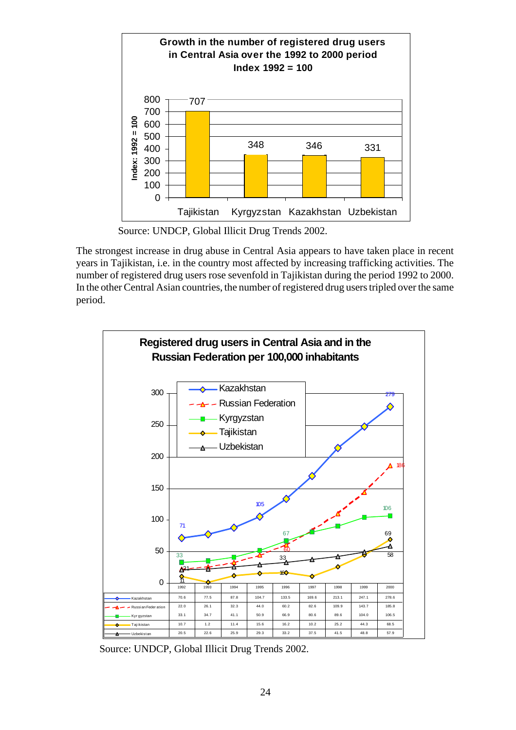**Growth in the number of registered drug users in Central Asia over the 1992 to 2000 period**
**Index 1992 = 100**

Index: 1992 = 100

800
700
600
500
400
300
200
100
0

707
348
346
331

Tajikistan
Kyrgyzstan
Kazakhstan
Uzbekistan

Source: UNDCP, Global Illicit Drug Trends 2002.

The strongest increase in drug abuse in Central Asia appears to have taken place in recent years in Tajikistan, i.e. in the country most affected by increasing trafficking activities. The number of registered drug users rose sevenfold in Tajikistan during the period 1992 to 2000. In the other Central Asian countries, the number of registered drug users tripled over the same period.

**Registered drug users in Central Asia and in the Russian Federation per 100,000 inhabitants**

Kazakhstan
Russian Federation
Kyrgyzstan
Tajikistan
Uzbekistan

300
250
200
150
100
50
0

279
186
106
105
71
69
67
60
58
33
33
21
16
11

| | 1992 | 1993 | 1994 | 1995 | 1996 | 1997 | 1998 | 1999 | 2000 |
|---|---|---|---|---|---|---|---|---|---|
| Kazakhstan | 70.6 | 77.5 | 87.8 | 104.7 | 133.5 | 169.6 | 213.1 | 247.1 | 278.6 |
| Russian Federation | 22.0 | 26.1 | 32.3 | 44.0 | 60.2 | 82.6 | 109.9 | 143.7 | 185.8 |
| Kyrgyzstan | 33.1 | 34.7 | 41.1 | 50.9 | 66.9 | 80.6 | 89.6 | 104.0 | 106.5 |
| Tajikistan | 10.7 | 1.2 | 11.4 | 15.6 | 16.2 | 10.2 | 25.2 | 44.3 | 68.5 |
| Uzbekistan | 20.5 | 22.6 | 25.9 | 29.3 | 33.2 | 37.5 | 41.5 | 48.8 | 57.9 |

Source: UNDCP, Global Illicit Drug Trends 2002.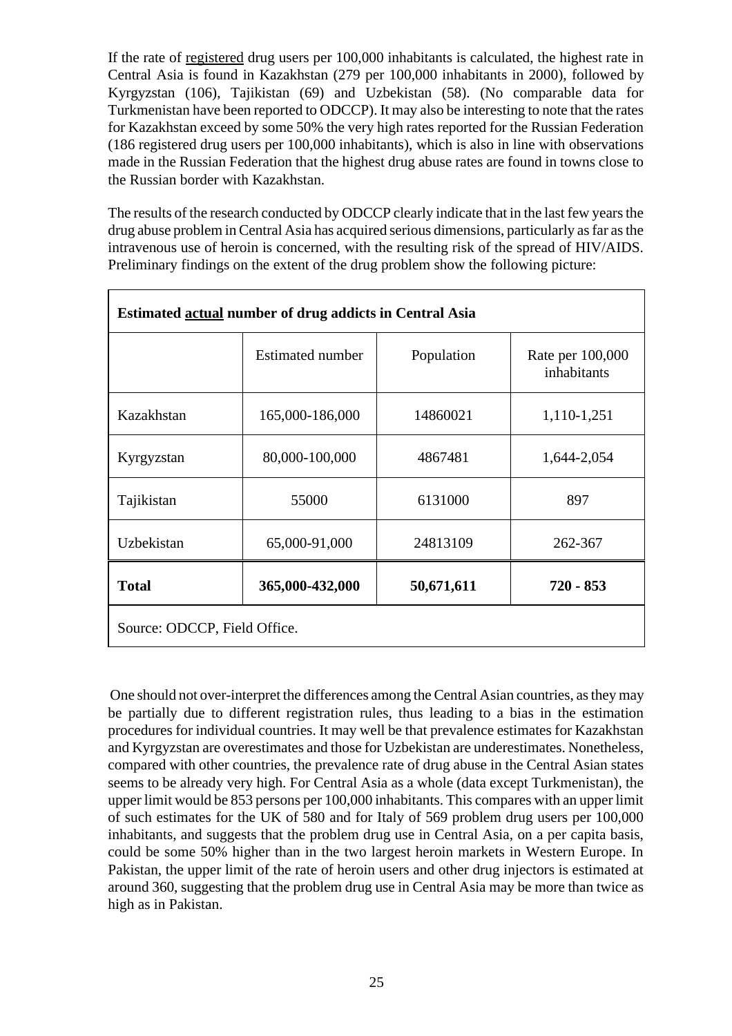If the rate of registered drug users per 100,000 inhabitants is calculated, the highest rate in Central Asia is found in Kazakhstan (279 per 100,000 inhabitants in 2000), followed by Kyrgyzstan (106), Tajikistan (69) and Uzbekistan (58). (No comparable data for Turkmenistan have been reported to ODCCP). It may also be interesting to note that the rates for Kazakhstan exceed by some 50% the very high rates reported for the Russian Federation (186 registered drug users per 100,000 inhabitants), which is also in line with observations made in the Russian Federation that the highest drug abuse rates are found in towns close to the Russian border with Kazakhstan.

The results of the research conducted by ODCCP clearly indicate that in the last few years the drug abuse problem in Central Asia has acquired serious dimensions, particularly as far as the intravenous use of heroin is concerned, with the resulting risk of the spread of HIV/AIDS. Preliminary findings on the extent of the drug problem show the following picture:

**Estimated actual number of drug addicts in Central Asia**

| | Estimated number | Population | Rate per 100,000 inhabitants |
|---|---|---|---|
| Kazakhstan | 165,000-186,000 | 14860021 | 1,110-1,251 |
| Kyrgyzstan | 80,000-100,000 | 4867481 | 1,644-2,054 |
| Tajikistan | 55000 | 6131000 | 897 |
| Uzbekistan | 65,000-91,000 | 24813109 | 262-367 |
| **Total** | **365,000-432,000** | **50,671,611** | **720 - 853** |

Source: ODCCP, Field Office.

One should not over-interpret the differences among the Central Asian countries, as they may be partially due to different registration rules, thus leading to a bias in the estimation procedures for individual countries. It may well be that prevalence estimates for Kazakhstan and Kyrgyzstan are overestimates and those for Uzbekistan are underestimates. Nonetheless, compared with other countries, the prevalence rate of drug abuse in the Central Asian states seems to be already very high. For Central Asia as a whole (data except Turkmenistan), the upper limit would be 853 persons per 100,000 inhabitants. This compares with an upper limit of such estimates for the UK of 580 and for Italy of 569 problem drug users per 100,000 inhabitants, and suggests that the problem drug use in Central Asia, on a per capita basis, could be some 50% higher than in the two largest heroin markets in Western Europe. In Pakistan, the upper limit of the rate of heroin users and other drug injectors is estimated at around 360, suggesting that the problem drug use in Central Asia may be more than twice as high as in Pakistan.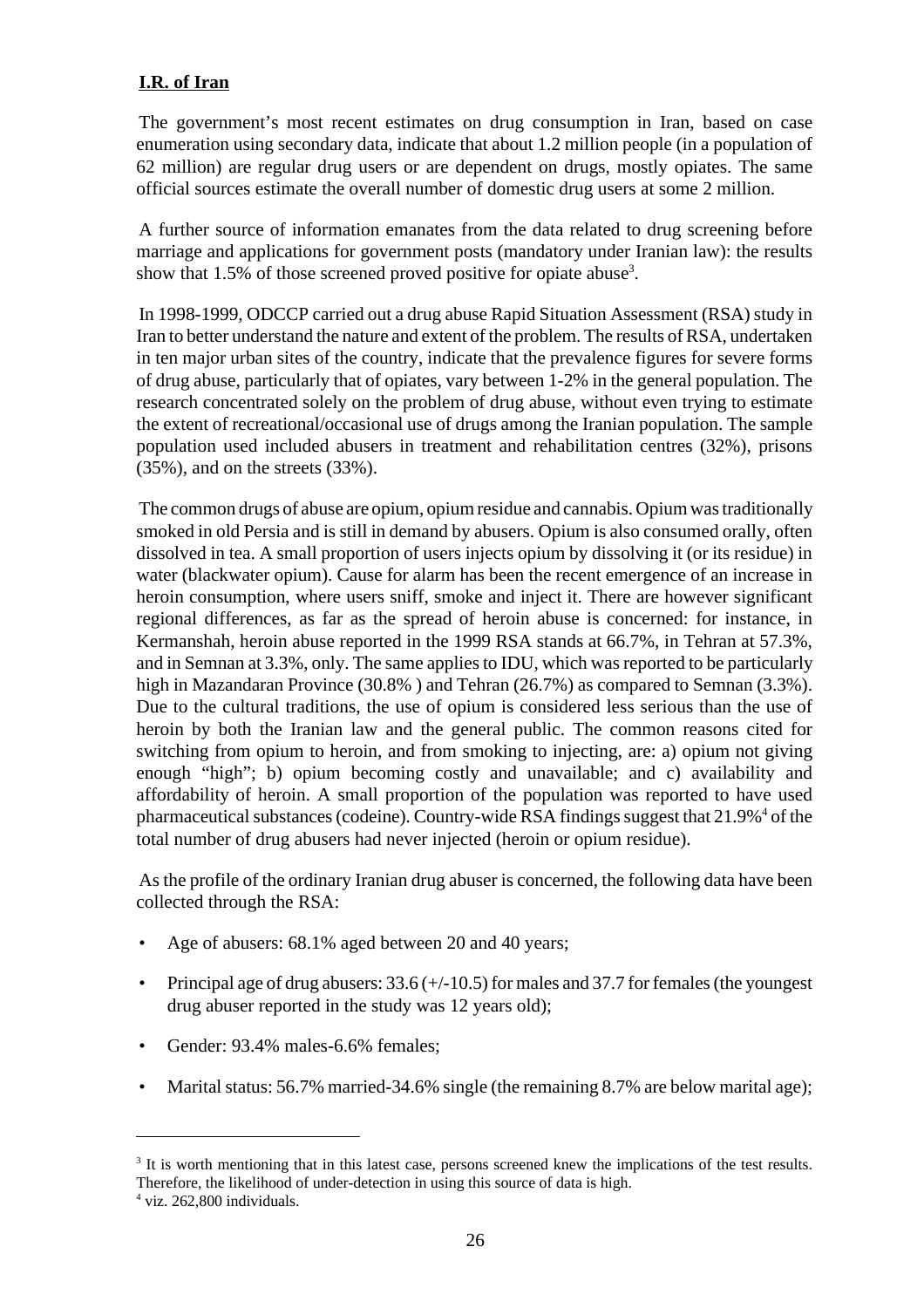**I.R. of Iran**

The government's most recent estimates on drug consumption in Iran, based on case enumeration using secondary data, indicate that about 1.2 million people (in a population of 62 million) are regular drug users or are dependent on drugs, mostly opiates. The same official sources estimate the overall number of domestic drug users at some 2 million.

A further source of information emanates from the data related to drug screening before marriage and applications for government posts (mandatory under Iranian law): the results show that 1.5% of those screened proved positive for opiate abuse[3].

In 1998-1999, ODCCP carried out a drug abuse Rapid Situation Assessment (RSA) study in Iran to better understand the nature and extent of the problem. The results of RSA, undertaken in ten major urban sites of the country, indicate that the prevalence figures for severe forms of drug abuse, particularly that of opiates, vary between 1-2% in the general population. The research concentrated solely on the problem of drug abuse, without even trying to estimate the extent of recreational/occasional use of drugs among the Iranian population. The sample population used included abusers in treatment and rehabilitation centres (32%), prisons (35%), and on the streets (33%).

The common drugs of abuse are opium, opium residue and cannabis. Opium was traditionally smoked in old Persia and is still in demand by abusers. Opium is also consumed orally, often dissolved in tea. A small proportion of users injects opium by dissolving it (or its residue) in water (blackwater opium). Cause for alarm has been the recent emergence of an increase in heroin consumption, where users sniff, smoke and inject it. There are however significant regional differences, as far as the spread of heroin abuse is concerned: for instance, in Kermanshah, heroin abuse reported in the 1999 RSA stands at 66.7%, in Tehran at 57.3%, and in Semnan at 3.3%, only. The same applies to IDU, which was reported to be particularly high in Mazandaran Province (30.8% ) and Tehran (26.7%) as compared to Semnan (3.3%). Due to the cultural traditions, the use of opium is considered less serious than the use of heroin by both the Iranian law and the general public. The common reasons cited for switching from opium to heroin, and from smoking to injecting, are: a) opium not giving enough "high"; b) opium becoming costly and unavailable; and c) availability and affordability of heroin. A small proportion of the population was reported to have used pharmaceutical substances (codeine). Country-wide RSA findings suggest that 21.9%[4] of the total number of drug abusers had never injected (heroin or opium residue).

As the profile of the ordinary Iranian drug abuser is concerned, the following data have been collected through the RSA:

- Age of abusers: 68.1% aged between 20 and 40 years;
- Principal age of drug abusers: 33.6 (+/-10.5) for males and 37.7 for females (the youngest drug abuser reported in the study was 12 years old);
- Gender: 93.4% males-6.6% females;
- Marital status: 56.7% married-34.6% single (the remaining 8.7% are below marital age);

---

[3] It is worth mentioning that in this latest case, persons screened knew the implications of the test results. Therefore, the likelihood of under-detection in using this source of data is high.

[4] viz. 262,800 individuals.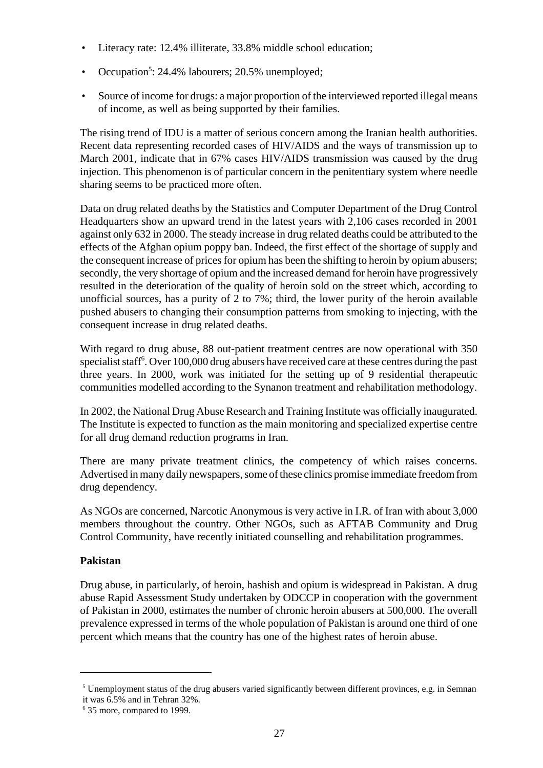- Literacy rate: 12.4% illiterate, 33.8% middle school education;
- Occupation[5]: 24.4% labourers; 20.5% unemployed;
- Source of income for drugs: a major proportion of the interviewed reported illegal means of income, as well as being supported by their families.

The rising trend of IDU is a matter of serious concern among the Iranian health authorities. Recent data representing recorded cases of HIV/AIDS and the ways of transmission up to March 2001, indicate that in 67% cases HIV/AIDS transmission was caused by the drug injection. This phenomenon is of particular concern in the penitentiary system where needle sharing seems to be practiced more often.

Data on drug related deaths by the Statistics and Computer Department of the Drug Control Headquarters show an upward trend in the latest years with 2,106 cases recorded in 2001 against only 632 in 2000. The steady increase in drug related deaths could be attributed to the effects of the Afghan opium poppy ban. Indeed, the first effect of the shortage of supply and the consequent increase of prices for opium has been the shifting to heroin by opium abusers; secondly, the very shortage of opium and the increased demand for heroin have progressively resulted in the deterioration of the quality of heroin sold on the street which, according to unofficial sources, has a purity of 2 to 7%; third, the lower purity of the heroin available pushed abusers to changing their consumption patterns from smoking to injecting, with the consequent increase in drug related deaths.

With regard to drug abuse, 88 out-patient treatment centres are now operational with 350 specialist staff[6]. Over 100,000 drug abusers have received care at these centres during the past three years. In 2000, work was initiated for the setting up of 9 residential therapeutic communities modelled according to the Synanon treatment and rehabilitation methodology.

In 2002, the National Drug Abuse Research and Training Institute was officially inaugurated. The Institute is expected to function as the main monitoring and specialized expertise centre for all drug demand reduction programs in Iran.

There are many private treatment clinics, the competency of which raises concerns. Advertised in many daily newspapers, some of these clinics promise immediate freedom from drug dependency.

As NGOs are concerned, Narcotic Anonymous is very active in I.R. of Iran with about 3,000 members throughout the country. Other NGOs, such as AFTAB Community and Drug Control Community, have recently initiated counselling and rehabilitation programmes.

**<u>Pakistan</u>**

Drug abuse, in particularly, of heroin, hashish and opium is widespread in Pakistan. A drug abuse Rapid Assessment Study undertaken by ODCCP in cooperation with the government of Pakistan in 2000, estimates the number of chronic heroin abusers at 500,000. The overall prevalence expressed in terms of the whole population of Pakistan is around one third of one percent which means that the country has one of the highest rates of heroin abuse.

---

[5] Unemployment status of the drug abusers varied significantly between different provinces, e.g. in Semnan it was 6.5% and in Tehran 32%.

[6] 35 more, compared to 1999.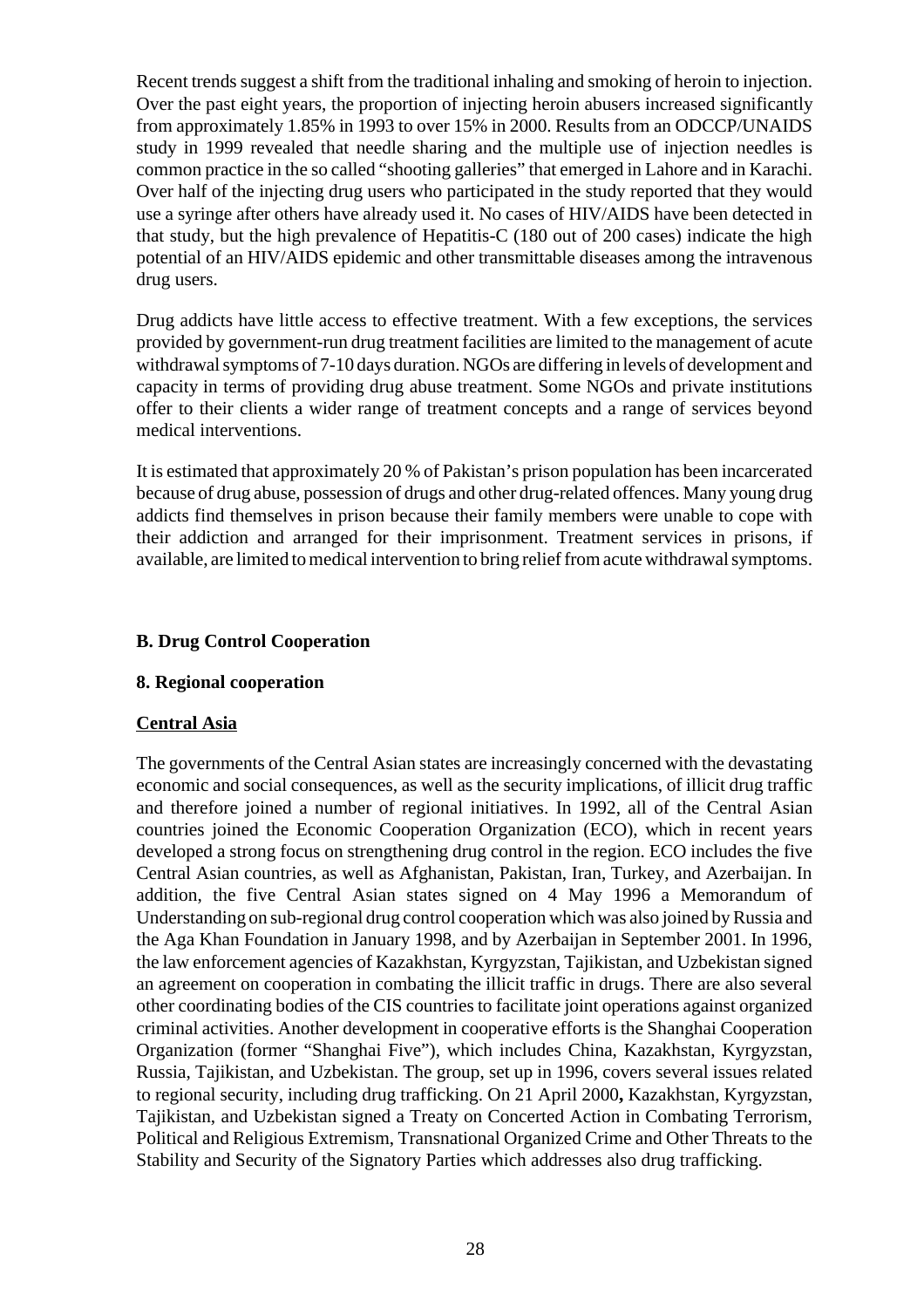Recent trends suggest a shift from the traditional inhaling and smoking of heroin to injection. Over the past eight years, the proportion of injecting heroin abusers increased significantly from approximately 1.85% in 1993 to over 15% in 2000. Results from an ODCCP/UNAIDS study in 1999 revealed that needle sharing and the multiple use of injection needles is common practice in the so called "shooting galleries" that emerged in Lahore and in Karachi. Over half of the injecting drug users who participated in the study reported that they would use a syringe after others have already used it. No cases of HIV/AIDS have been detected in that study, but the high prevalence of Hepatitis-C (180 out of 200 cases) indicate the high potential of an HIV/AIDS epidemic and other transmittable diseases among the intravenous drug users.

Drug addicts have little access to effective treatment. With a few exceptions, the services provided by government-run drug treatment facilities are limited to the management of acute withdrawal symptoms of 7-10 days duration. NGOs are differing in levels of development and capacity in terms of providing drug abuse treatment. Some NGOs and private institutions offer to their clients a wider range of treatment concepts and a range of services beyond medical interventions.

It is estimated that approximately 20 % of Pakistan's prison population has been incarcerated because of drug abuse, possession of drugs and other drug-related offences. Many young drug addicts find themselves in prison because their family members were unable to cope with their addiction and arranged for their imprisonment. Treatment services in prisons, if available, are limited to medical intervention to bring relief from acute withdrawal symptoms.

## B. Drug Control Cooperation

### 8. Regional cooperation

#### Central Asia

The governments of the Central Asian states are increasingly concerned with the devastating economic and social consequences, as well as the security implications, of illicit drug traffic and therefore joined a number of regional initiatives. In 1992, all of the Central Asian countries joined the Economic Cooperation Organization (ECO), which in recent years developed a strong focus on strengthening drug control in the region. ECO includes the five Central Asian countries, as well as Afghanistan, Pakistan, Iran, Turkey, and Azerbaijan. In addition, the five Central Asian states signed on 4 May 1996 a Memorandum of Understanding on sub-regional drug control cooperation which was also joined by Russia and the Aga Khan Foundation in January 1998, and by Azerbaijan in September 2001. In 1996, the law enforcement agencies of Kazakhstan, Kyrgyzstan, Tajikistan, and Uzbekistan signed an agreement on cooperation in combating the illicit traffic in drugs. There are also several other coordinating bodies of the CIS countries to facilitate joint operations against organized criminal activities. Another development in cooperative efforts is the Shanghai Cooperation Organization (former "Shanghai Five"), which includes China, Kazakhstan, Kyrgyzstan, Russia, Tajikistan, and Uzbekistan. The group, set up in 1996, covers several issues related to regional security, including drug trafficking. On 21 April 2000**,** Kazakhstan, Kyrgyzstan, Tajikistan, and Uzbekistan signed a Treaty on Concerted Action in Combating Terrorism, Political and Religious Extremism, Transnational Organized Crime and Other Threats to the Stability and Security of the Signatory Parties which addresses also drug trafficking.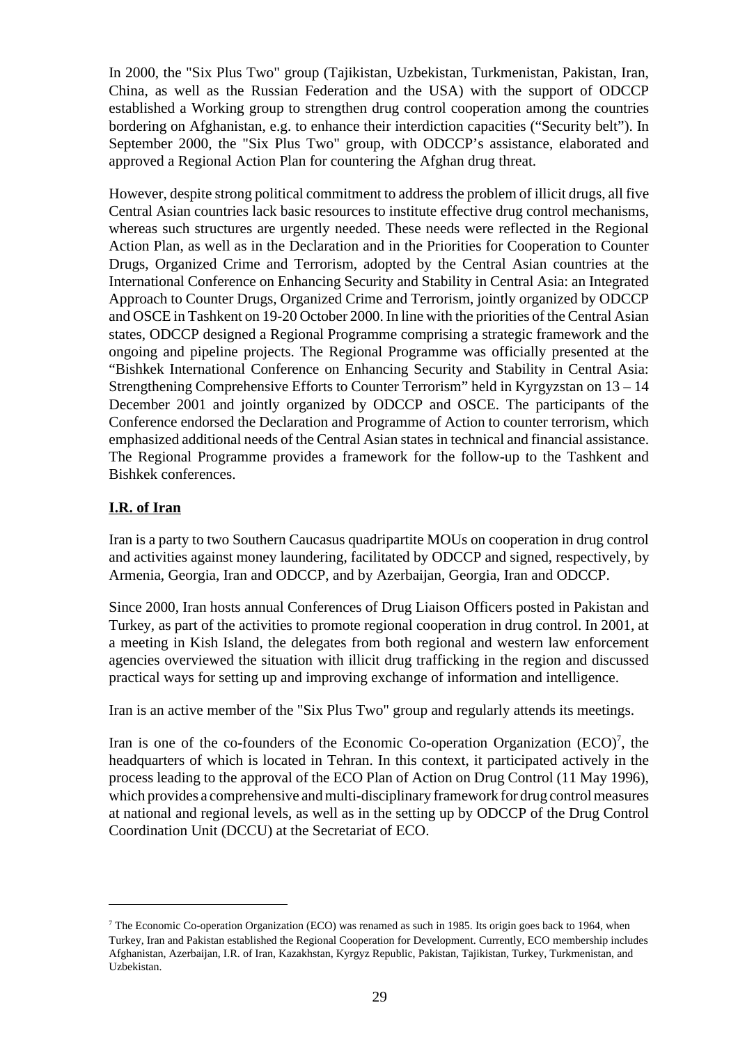In 2000, the "Six Plus Two" group (Tajikistan, Uzbekistan, Turkmenistan, Pakistan, Iran, China, as well as the Russian Federation and the USA) with the support of ODCCP established a Working group to strengthen drug control cooperation among the countries bordering on Afghanistan, e.g. to enhance their interdiction capacities ("Security belt"). In September 2000, the "Six Plus Two" group, with ODCCP's assistance, elaborated and approved a Regional Action Plan for countering the Afghan drug threat.

However, despite strong political commitment to address the problem of illicit drugs, all five Central Asian countries lack basic resources to institute effective drug control mechanisms, whereas such structures are urgently needed. These needs were reflected in the Regional Action Plan, as well as in the Declaration and in the Priorities for Cooperation to Counter Drugs, Organized Crime and Terrorism, adopted by the Central Asian countries at the International Conference on Enhancing Security and Stability in Central Asia: an Integrated Approach to Counter Drugs, Organized Crime and Terrorism, jointly organized by ODCCP and OSCE in Tashkent on 19-20 October 2000. In line with the priorities of the Central Asian states, ODCCP designed a Regional Programme comprising a strategic framework and the ongoing and pipeline projects. The Regional Programme was officially presented at the "Bishkek International Conference on Enhancing Security and Stability in Central Asia: Strengthening Comprehensive Efforts to Counter Terrorism" held in Kyrgyzstan on 13 – 14 December 2001 and jointly organized by ODCCP and OSCE. The participants of the Conference endorsed the Declaration and Programme of Action to counter terrorism, which emphasized additional needs of the Central Asian states in technical and financial assistance. The Regional Programme provides a framework for the follow-up to the Tashkent and Bishkek conferences.

**I.R. of Iran**

Iran is a party to two Southern Caucasus quadripartite MOUs on cooperation in drug control and activities against money laundering, facilitated by ODCCP and signed, respectively, by Armenia, Georgia, Iran and ODCCP, and by Azerbaijan, Georgia, Iran and ODCCP.

Since 2000, Iran hosts annual Conferences of Drug Liaison Officers posted in Pakistan and Turkey, as part of the activities to promote regional cooperation in drug control. In 2001, at a meeting in Kish Island, the delegates from both regional and western law enforcement agencies overviewed the situation with illicit drug trafficking in the region and discussed practical ways for setting up and improving exchange of information and intelligence.

Iran is an active member of the "Six Plus Two" group and regularly attends its meetings.

Iran is one of the co-founders of the Economic Co-operation Organization (ECO)[7], the headquarters of which is located in Tehran. In this context, it participated actively in the process leading to the approval of the ECO Plan of Action on Drug Control (11 May 1996), which provides a comprehensive and multi-disciplinary framework for drug control measures at national and regional levels, as well as in the setting up by ODCCP of the Drug Control Coordination Unit (DCCU) at the Secretariat of ECO.

---

[7] The Economic Co-operation Organization (ECO) was renamed as such in 1985. Its origin goes back to 1964, when Turkey, Iran and Pakistan established the Regional Cooperation for Development. Currently, ECO membership includes Afghanistan, Azerbaijan, I.R. of Iran, Kazakhstan, Kyrgyz Republic, Pakistan, Tajikistan, Turkey, Turkmenistan, and Uzbekistan.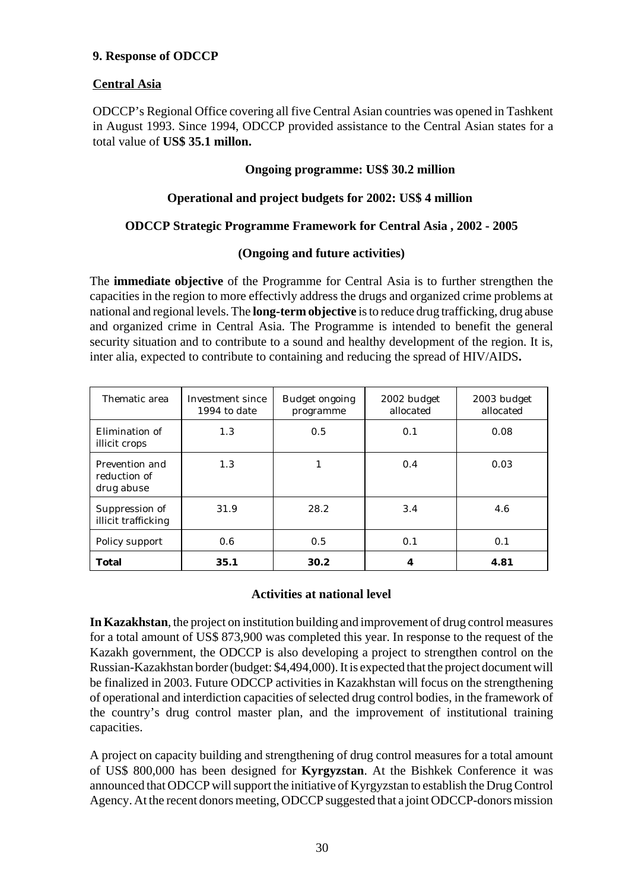## 9. Response of ODCCP

### Central Asia

ODCCP's Regional Office covering all five Central Asian countries was opened in Tashkent in August 1993. Since 1994, ODCCP provided assistance to the Central Asian states for a total value of **US$ 35.1 millon.**

**Ongoing programme: US$ 30.2 million**

**Operational and project budgets for 2002: US$ 4 million**

**ODCCP Strategic Programme Framework for Central Asia , 2002 - 2005**

**(Ongoing and future activities)**

The **immediate objective** of the Programme for Central Asia is to further strengthen the capacities in the region to more effectivly address the drugs and organized crime problems at national and regional levels. The **long-term objective** is to reduce drug trafficking, drug abuse and organized crime in Central Asia. The Programme is intended to benefit the general security situation and to contribute to a sound and healthy development of the region. It is, inter alia, expected to contribute to containing and reducing the spread of HIV/AIDS**.**

| Thematic area | Investment since 1994 to date | Budget ongoing programme | 2002 budget allocated | 2003 budget allocated |
|---|---|---|---|---|
| Elimination of illicit crops | 1.3 | 0.5 | 0.1 | 0.08 |
| Prevention and reduction of drug abuse | 1.3 | 1 | 0.4 | 0.03 |
| Suppression of illicit trafficking | 31.9 | 28.2 | 3.4 | 4.6 |
| Policy support | 0.6 | 0.5 | 0.1 | 0.1 |
| **Total** | **35.1** | **30.2** | **4** | **4.81** |

**Activities at national level**

**In Kazakhstan**, the project on institution building and improvement of drug control measures for a total amount of US$ 873,900 was completed this year. In response to the request of the Kazakh government, the ODCCP is also developing a project to strengthen control on the Russian-Kazakhstan border (budget: $4,494,000). It is expected that the project document will be finalized in 2003. Future ODCCP activities in Kazakhstan will focus on the strengthening of operational and interdiction capacities of selected drug control bodies, in the framework of the country's drug control master plan, and the improvement of institutional training capacities.

A project on capacity building and strengthening of drug control measures for a total amount of US$ 800,000 has been designed for **Kyrgyzstan**. At the Bishkek Conference it was announced that ODCCP will support the initiative of Kyrgyzstan to establish the Drug Control Agency. At the recent donors meeting, ODCCP suggested that a joint ODCCP-donors mission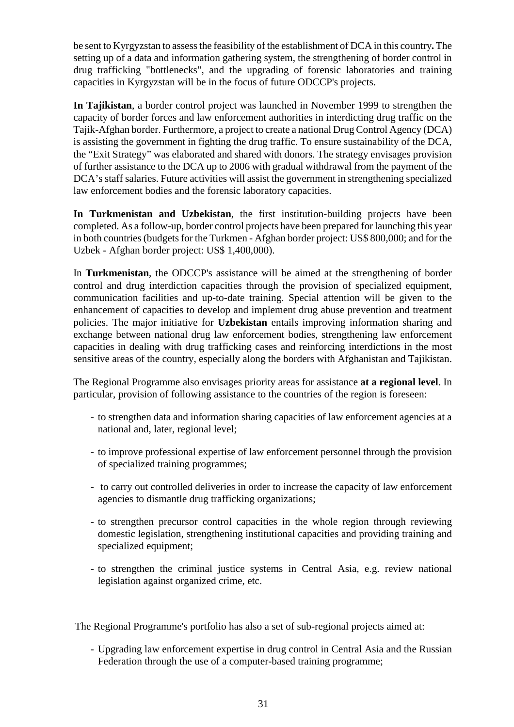be sent to Kyrgyzstan to assess the feasibility of the establishment of DCA in this country**.** The setting up of a data and information gathering system, the strengthening of border control in drug trafficking "bottlenecks", and the upgrading of forensic laboratories and training capacities in Kyrgyzstan will be in the focus of future ODCCP's projects.

**In Tajikistan**, a border control project was launched in November 1999 to strengthen the capacity of border forces and law enforcement authorities in interdicting drug traffic on the Tajik-Afghan border. Furthermore, a project to create a national Drug Control Agency (DCA) is assisting the government in fighting the drug traffic. To ensure sustainability of the DCA, the "Exit Strategy" was elaborated and shared with donors. The strategy envisages provision of further assistance to the DCA up to 2006 with gradual withdrawal from the payment of the DCA's staff salaries. Future activities will assist the government in strengthening specialized law enforcement bodies and the forensic laboratory capacities.

**In Turkmenistan and Uzbekistan**, the first institution-building projects have been completed. As a follow-up, border control projects have been prepared for launching this year in both countries (budgets for the Turkmen - Afghan border project: US$ 800,000; and for the Uzbek - Afghan border project: US$ 1,400,000).

In **Turkmenistan**, the ODCCP's assistance will be aimed at the strengthening of border control and drug interdiction capacities through the provision of specialized equipment, communication facilities and up-to-date training. Special attention will be given to the enhancement of capacities to develop and implement drug abuse prevention and treatment policies. The major initiative for **Uzbekistan** entails improving information sharing and exchange between national drug law enforcement bodies, strengthening law enforcement capacities in dealing with drug trafficking cases and reinforcing interdictions in the most sensitive areas of the country, especially along the borders with Afghanistan and Tajikistan.

The Regional Programme also envisages priority areas for assistance **at a regional level**. In particular, provision of following assistance to the countries of the region is foreseen:

- to strengthen data and information sharing capacities of law enforcement agencies at a national and, later, regional level;
- to improve professional expertise of law enforcement personnel through the provision of specialized training programmes;
- to carry out controlled deliveries in order to increase the capacity of law enforcement agencies to dismantle drug trafficking organizations;
- to strengthen precursor control capacities in the whole region through reviewing domestic legislation, strengthening institutional capacities and providing training and specialized equipment;
- to strengthen the criminal justice systems in Central Asia, e.g. review national legislation against organized crime, etc.

The Regional Programme's portfolio has also a set of sub-regional projects aimed at:

- Upgrading law enforcement expertise in drug control in Central Asia and the Russian Federation through the use of a computer-based training programme;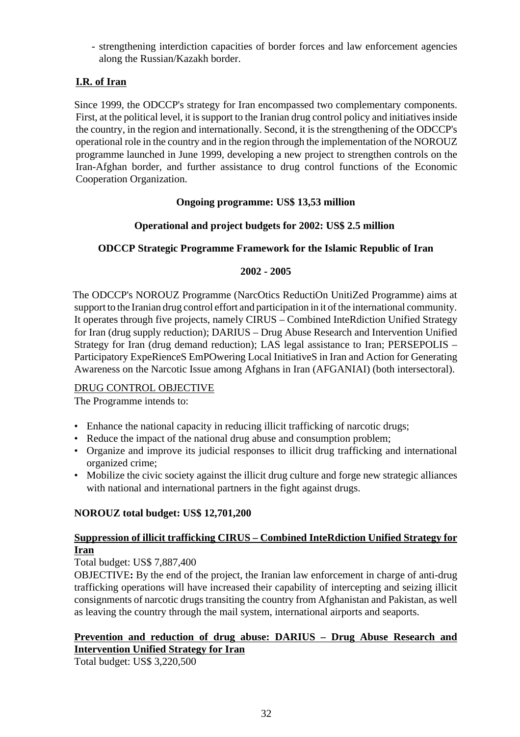- strengthening interdiction capacities of border forces and law enforcement agencies along the Russian/Kazakh border.

## I.R. of Iran

Since 1999, the ODCCP's strategy for Iran encompassed two complementary components. First, at the political level, it is support to the Iranian drug control policy and initiatives inside the country, in the region and internationally. Second, it is the strengthening of the ODCCP's operational role in the country and in the region through the implementation of the NOROUZ programme launched in June 1999, developing a new project to strengthen controls on the Iran-Afghan border, and further assistance to drug control functions of the Economic Cooperation Organization.

**Ongoing programme: US$ 13,53 million**

**Operational and project budgets for 2002: US$ 2.5 million**

**ODCCP Strategic Programme Framework for the Islamic Republic of Iran**

**2002 - 2005**

The ODCCP's NOROUZ Programme (NarcOtics ReductiOn UnitiZed Programme) aims at support to the Iranian drug control effort and participation in it of the international community. It operates through five projects, namely CIRUS – Combined InteRdiction Unified Strategy for Iran (drug supply reduction); DARIUS – Drug Abuse Research and Intervention Unified Strategy for Iran (drug demand reduction); LAS legal assistance to Iran; PERSEPOLIS – Participatory ExpeRienceS EmPOwering Local InitiativeS in Iran and Action for Generating Awareness on the Narcotic Issue among Afghans in Iran (AFGANIAI) (both intersectoral).

DRUG CONTROL OBJECTIVE

The Programme intends to:

- Enhance the national capacity in reducing illicit trafficking of narcotic drugs;
- Reduce the impact of the national drug abuse and consumption problem;
- Organize and improve its judicial responses to illicit drug trafficking and international organized crime;
- Mobilize the civic society against the illicit drug culture and forge new strategic alliances with national and international partners in the fight against drugs.

**NOROUZ total budget: US$ 12,701,200**

**Suppression of illicit trafficking CIRUS – Combined InteRdiction Unified Strategy for Iran**

Total budget: US$ 7,887,400

OBJECTIVE**:** By the end of the project, the Iranian law enforcement in charge of anti-drug trafficking operations will have increased their capability of intercepting and seizing illicit consignments of narcotic drugs transiting the country from Afghanistan and Pakistan, as well as leaving the country through the mail system, international airports and seaports.

**Prevention and reduction of drug abuse: DARIUS – Drug Abuse Research and Intervention Unified Strategy for Iran**

Total budget: US$ 3,220,500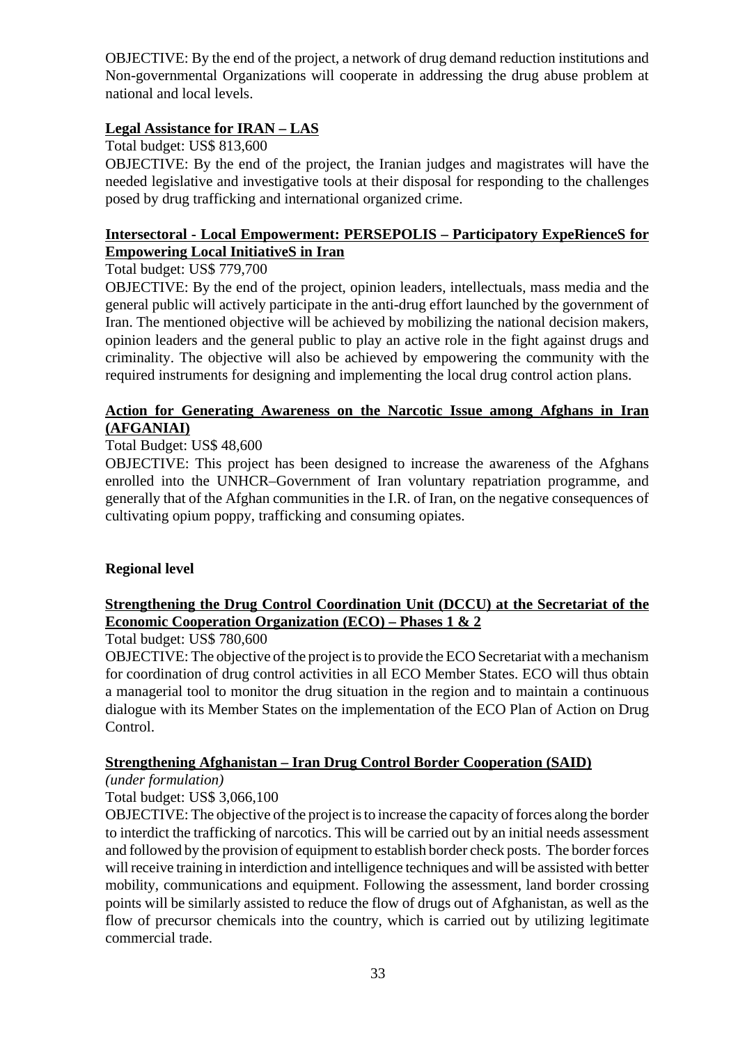OBJECTIVE: By the end of the project, a network of drug demand reduction institutions and Non-governmental Organizations will cooperate in addressing the drug abuse problem at national and local levels.

**Legal Assistance for IRAN – LAS**

Total budget: US$ 813,600

OBJECTIVE: By the end of the project, the Iranian judges and magistrates will have the needed legislative and investigative tools at their disposal for responding to the challenges posed by drug trafficking and international organized crime.

**Intersectoral - Local Empowerment: PERSEPOLIS – Participatory ExpeRienceS for Empowering Local InitiativeS in Iran**

Total budget: US$ 779,700

OBJECTIVE: By the end of the project, opinion leaders, intellectuals, mass media and the general public will actively participate in the anti-drug effort launched by the government of Iran. The mentioned objective will be achieved by mobilizing the national decision makers, opinion leaders and the general public to play an active role in the fight against drugs and criminality. The objective will also be achieved by empowering the community with the required instruments for designing and implementing the local drug control action plans.

**Action for Generating Awareness on the Narcotic Issue among Afghans in Iran (AFGANIAI)**

Total Budget: US$ 48,600

OBJECTIVE: This project has been designed to increase the awareness of the Afghans enrolled into the UNHCR–Government of Iran voluntary repatriation programme, and generally that of the Afghan communities in the I.R. of Iran, on the negative consequences of cultivating opium poppy, trafficking and consuming opiates.

**Regional level**

**Strengthening the Drug Control Coordination Unit (DCCU) at the Secretariat of the Economic Cooperation Organization (ECO) – Phases 1 & 2**

Total budget: US$ 780,600

OBJECTIVE: The objective of the project is to provide the ECO Secretariat with a mechanism for coordination of drug control activities in all ECO Member States. ECO will thus obtain a managerial tool to monitor the drug situation in the region and to maintain a continuous dialogue with its Member States on the implementation of the ECO Plan of Action on Drug Control.

**Strengthening Afghanistan – Iran Drug Control Border Cooperation (SAID)**

*(under formulation)*

Total budget: US$ 3,066,100

OBJECTIVE: The objective of the project is to increase the capacity of forces along the border to interdict the trafficking of narcotics. This will be carried out by an initial needs assessment and followed by the provision of equipment to establish border check posts. The border forces will receive training in interdiction and intelligence techniques and will be assisted with better mobility, communications and equipment. Following the assessment, land border crossing points will be similarly assisted to reduce the flow of drugs out of Afghanistan, as well as the flow of precursor chemicals into the country, which is carried out by utilizing legitimate commercial trade.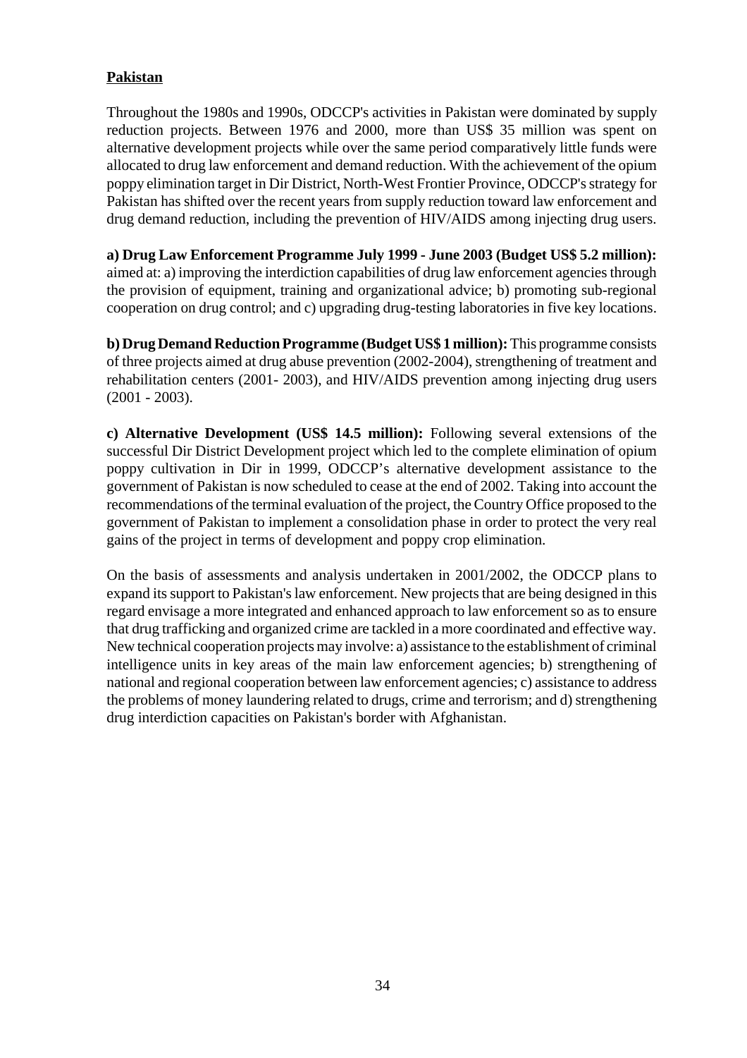**Pakistan**

Throughout the 1980s and 1990s, ODCCP's activities in Pakistan were dominated by supply reduction projects. Between 1976 and 2000, more than US$ 35 million was spent on alternative development projects while over the same period comparatively little funds were allocated to drug law enforcement and demand reduction. With the achievement of the opium poppy elimination target in Dir District, North-West Frontier Province, ODCCP's strategy for Pakistan has shifted over the recent years from supply reduction toward law enforcement and drug demand reduction, including the prevention of HIV/AIDS among injecting drug users.

**a) Drug Law Enforcement Programme July 1999 - June 2003 (Budget US$ 5.2 million):** aimed at: a) improving the interdiction capabilities of drug law enforcement agencies through the provision of equipment, training and organizational advice; b) promoting sub-regional cooperation on drug control; and c) upgrading drug-testing laboratories in five key locations.

**b) Drug Demand Reduction Programme (Budget US$ 1 million):** This programme consists of three projects aimed at drug abuse prevention (2002-2004), strengthening of treatment and rehabilitation centers (2001- 2003), and HIV/AIDS prevention among injecting drug users (2001 - 2003).

**c) Alternative Development (US$ 14.5 million):** Following several extensions of the successful Dir District Development project which led to the complete elimination of opium poppy cultivation in Dir in 1999, ODCCP's alternative development assistance to the government of Pakistan is now scheduled to cease at the end of 2002. Taking into account the recommendations of the terminal evaluation of the project, the Country Office proposed to the government of Pakistan to implement a consolidation phase in order to protect the very real gains of the project in terms of development and poppy crop elimination.

On the basis of assessments and analysis undertaken in 2001/2002, the ODCCP plans to expand its support to Pakistan's law enforcement. New projects that are being designed in this regard envisage a more integrated and enhanced approach to law enforcement so as to ensure that drug trafficking and organized crime are tackled in a more coordinated and effective way. New technical cooperation projects may involve: a) assistance to the establishment of criminal intelligence units in key areas of the main law enforcement agencies; b) strengthening of national and regional cooperation between law enforcement agencies; c) assistance to address the problems of money laundering related to drugs, crime and terrorism; and d) strengthening drug interdiction capacities on Pakistan's border with Afghanistan.